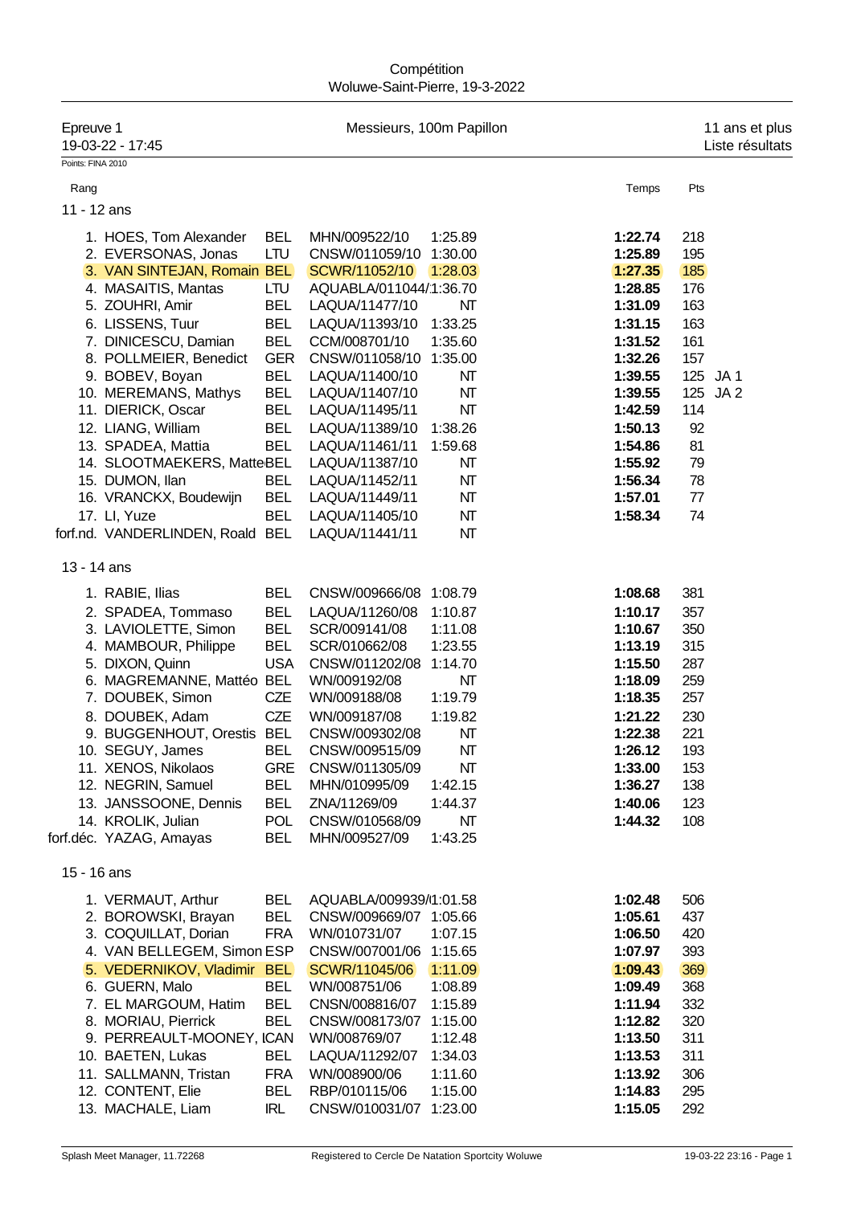Compétition
Woluwe-Saint-Pierre, 19-3-2022

Epreuve 1 — Messieurs, 100m Papillon — 11 ans et plus
19-03-22 - 17:45 — Liste résultats

Points: FINA 2010

## 11 - 12 ans

| Rang | Nom | Nat. | Club | Temps d'engagement | Temps | Pts | |
|---|---|---|---|---|---|---|---|
| 1. | HOES, Tom Alexander | BEL | MHN/009522/10 | 1:25.89 | **1:22.74** | 218 | |
| 2. | EVERSONAS, Jonas | LTU | CNSW/011059/10 | 1:30.00 | **1:25.89** | 195 | |
| 3. | VAN SINTEJAN, Romain | BEL | SCWR/11052/10 | 1:28.03 | **1:27.35** | 185 | |
| 4. | MASAITIS, Mantas | LTU | AQUABLA/011044/ | 1:36.70 | **1:28.85** | 176 | |
| 5. | ZOUHRI, Amir | BEL | LAQUA/11477/10 | NT | **1:31.09** | 163 | |
| 6. | LISSENS, Tuur | BEL | LAQUA/11393/10 | 1:33.25 | **1:31.15** | 163 | |
| 7. | DINICESCU, Damian | BEL | CCM/008701/10 | 1:35.60 | **1:31.52** | 161 | |
| 8. | POLLMEIER, Benedict | GER | CNSW/011058/10 | 1:35.00 | **1:32.26** | 157 | |
| 9. | BOBEV, Boyan | BEL | LAQUA/11400/10 | NT | **1:39.55** | 125 | JA 1 |
| 10. | MEREMANS, Mathys | BEL | LAQUA/11407/10 | NT | **1:39.55** | 125 | JA 2 |
| 11. | DIERICK, Oscar | BEL | LAQUA/11495/11 | NT | **1:42.59** | 114 | |
| 12. | LIANG, William | BEL | LAQUA/11389/10 | 1:38.26 | **1:50.13** | 92 | |
| 13. | SPADEA, Mattia | BEL | LAQUA/11461/11 | 1:59.68 | **1:54.86** | 81 | |
| 14. | SLOOTMAEKERS, Matte | BEL | LAQUA/11387/10 | NT | **1:55.92** | 79 | |
| 15. | DUMON, Ilan | BEL | LAQUA/11452/11 | NT | **1:56.34** | 78 | |
| 16. | VRANCKX, Boudewijn | BEL | LAQUA/11449/11 | NT | **1:57.01** | 77 | |
| 17. | LI, Yuze | BEL | LAQUA/11405/10 | NT | **1:58.34** | 74 | |
| forf.nd. | VANDERLINDEN, Roald | BEL | LAQUA/11441/11 | NT | | | |

## 13 - 14 ans

| Rang | Nom | Nat. | Club | Temps d'engagement | Temps | Pts |
|---|---|---|---|---|---|---|
| 1. | RABIE, Ilias | BEL | CNSW/009666/08 | 1:08.79 | **1:08.68** | 381 |
| 2. | SPADEA, Tommaso | BEL | LAQUA/11260/08 | 1:10.87 | **1:10.17** | 357 |
| 3. | LAVIOLETTE, Simon | BEL | SCR/009141/08 | 1:11.08 | **1:10.67** | 350 |
| 4. | MAMBOUR, Philippe | BEL | SCR/010662/08 | 1:23.55 | **1:13.19** | 315 |
| 5. | DIXON, Quinn | USA | CNSW/011202/08 | 1:14.70 | **1:15.50** | 287 |
| 6. | MAGREMANNE, Mattéo | BEL | WN/009192/08 | NT | **1:18.09** | 259 |
| 7. | DOUBEK, Simon | CZE | WN/009188/08 | 1:19.79 | **1:18.35** | 257 |
| 8. | DOUBEK, Adam | CZE | WN/009187/08 | 1:19.82 | **1:21.22** | 230 |
| 9. | BUGGENHOUT, Orestis | BEL | CNSW/009302/08 | NT | **1:22.38** | 221 |
| 10. | SEGUY, James | BEL | CNSW/009515/09 | NT | **1:26.12** | 193 |
| 11. | XENOS, Nikolaos | GRE | CNSW/011305/09 | NT | **1:33.00** | 153 |
| 12. | NEGRIN, Samuel | BEL | MHN/010995/09 | 1:42.15 | **1:36.27** | 138 |
| 13. | JANSSOONE, Dennis | BEL | ZNA/11269/09 | 1:44.37 | **1:40.06** | 123 |
| 14. | KROLIK, Julian | POL | CNSW/010568/09 | NT | **1:44.32** | 108 |
| forf.déc. | YAZAG, Amayas | BEL | MHN/009527/09 | 1:43.25 | | |

## 15 - 16 ans

| Rang | Nom | Nat. | Club | Temps d'engagement | Temps | Pts |
|---|---|---|---|---|---|---|
| 1. | VERMAUT, Arthur | BEL | AQUABLA/009939/ | 1:01.58 | **1:02.48** | 506 |
| 2. | BOROWSKI, Brayan | BEL | CNSW/009669/07 | 1:05.66 | **1:05.61** | 437 |
| 3. | COQUILLAT, Dorian | FRA | WN/010731/07 | 1:07.15 | **1:06.50** | 420 |
| 4. | VAN BELLEGEM, Simon | ESP | CNSW/007001/06 | 1:15.65 | **1:07.97** | 393 |
| 5. | VEDERNIKOV, Vladimir | BEL | SCWR/11045/06 | 1:11.09 | **1:09.43** | 369 |
| 6. | GUERN, Malo | BEL | WN/008751/06 | 1:08.89 | **1:09.49** | 368 |
| 7. | EL MARGOUM, Hatim | BEL | CNSN/008816/07 | 1:15.89 | **1:11.94** | 332 |
| 8. | MORIAU, Pierrick | BEL | CNSW/008173/07 | 1:15.00 | **1:12.82** | 320 |
| 9. | PERREAULT-MOONEY, I | CAN | WN/008769/07 | 1:12.48 | **1:13.50** | 311 |
| 10. | BAETEN, Lukas | BEL | LAQUA/11292/07 | 1:34.03 | **1:13.53** | 311 |
| 11. | SALLMANN, Tristan | FRA | WN/008900/06 | 1:11.60 | **1:13.92** | 306 |
| 12. | CONTENT, Elie | BEL | RBP/010115/06 | 1:15.00 | **1:14.83** | 295 |
| 13. | MACHALE, Liam | IRL | CNSW/010031/07 | 1:23.00 | **1:15.05** | 292 |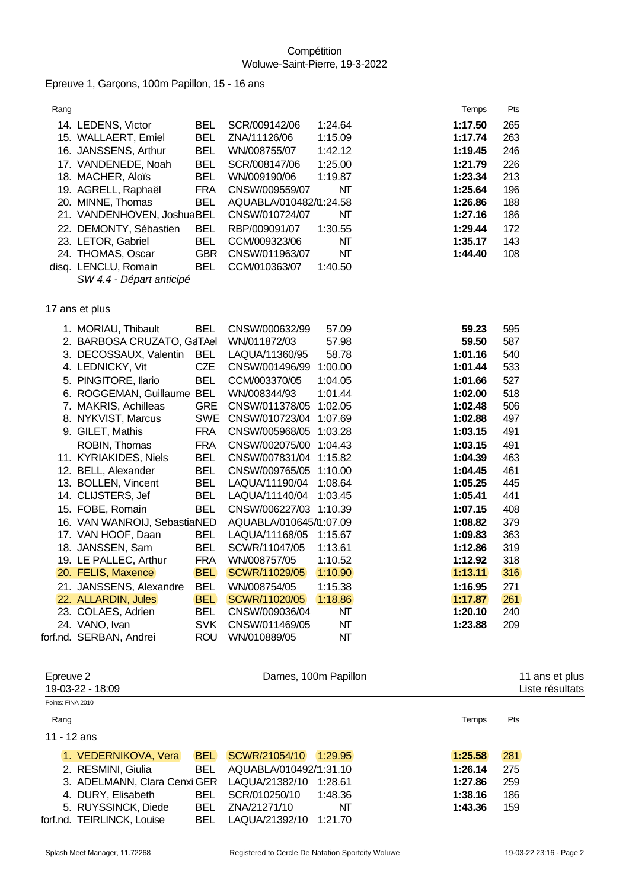Compétition
Woluwe-Saint-Pierre, 19-3-2022

## Epreuve 1, Garçons, 100m Papillon, 15 - 16 ans

| Rang | Nom | Nat | Club/Licence | Temps inscrit | Temps | Pts |
|---|---|---|---|---|---|---|
| 14. | LEDENS, Victor | BEL | SCR/009142/06 | 1:24.64 | 1:17.50 | 265 |
| 15. | WALLAERT, Emiel | BEL | ZNA/11126/06 | 1:15.09 | 1:17.74 | 263 |
| 16. | JANSSENS, Arthur | BEL | WN/008755/07 | 1:42.12 | 1:19.45 | 246 |
| 17. | VANDENEDE, Noah | BEL | SCR/008147/06 | 1:25.00 | 1:21.79 | 226 |
| 18. | MACHER, Aloïs | BEL | WN/009190/06 | 1:19.87 | 1:23.34 | 213 |
| 19. | AGRELL, Raphaël | FRA | CNSW/009559/07 | NT | 1:25.64 | 196 |
| 20. | MINNE, Thomas | BEL | AQUABLA/010482/ | 1:24.58 | 1:26.86 | 188 |
| 21. | VANDENHOVEN, Joshua | BEL | CNSW/010724/07 | NT | 1:27.16 | 186 |
| 22. | DEMONTY, Sébastien | BEL | RBP/009091/07 | 1:30.55 | 1:29.44 | 172 |
| 23. | LETOR, Gabriel | BEL | CCM/009323/06 | NT | 1:35.17 | 143 |
| 24. | THOMAS, Oscar | GBR | CNSW/011963/07 | NT | 1:44.40 | 108 |
| disq. | LENCLU, Romain *SW 4.4 - Départ anticipé* | BEL | CCM/010363/07 | 1:40.50 | | |

### 17 ans et plus

| Rang | Nom | Nat | Club/Licence | Temps inscrit | Temps | Pts |
|---|---|---|---|---|---|---|
| 1. | MORIAU, Thibault | BEL | CNSW/000632/99 | 57.09 | 59.23 | 595 |
| 2. | BARBOSA CRUZATO, Gal | ITA | WN/011872/03 | 57.98 | 59.50 | 587 |
| 3. | DECOSSAUX, Valentin | BEL | LAQUA/11360/95 | 58.78 | 1:01.16 | 540 |
| 4. | LEDNICKY, Vit | CZE | CNSW/001496/99 | 1:00.00 | 1:01.44 | 533 |
| 5. | PINGITORE, Ilario | BEL | CCM/003370/05 | 1:04.05 | 1:01.66 | 527 |
| 6. | ROGGEMAN, Guillaume | BEL | WN/008344/93 | 1:01.44 | 1:02.00 | 518 |
| 7. | MAKRIS, Achilleas | GRE | CNSW/011378/05 | 1:02.05 | 1:02.48 | 506 |
| 8. | NYKVIST, Marcus | SWE | CNSW/010723/04 | 1:07.69 | 1:02.88 | 497 |
| 9. | GILET, Mathis | FRA | CNSW/005968/05 | 1:03.28 | 1:03.15 | 491 |
| | ROBIN, Thomas | FRA | CNSW/002075/00 | 1:04.43 | 1:03.15 | 491 |
| 11. | KYRIAKIDES, Niels | BEL | CNSW/007831/04 | 1:15.82 | 1:04.39 | 463 |
| 12. | BELL, Alexander | BEL | CNSW/009765/05 | 1:10.00 | 1:04.45 | 461 |
| 13. | BOLLEN, Vincent | BEL | LAQUA/11190/04 | 1:08.64 | 1:05.25 | 445 |
| 14. | CLIJSTERS, Jef | BEL | LAQUA/11140/04 | 1:03.45 | 1:05.41 | 441 |
| 15. | FOBE, Romain | BEL | CNSW/006227/03 | 1:10.39 | 1:07.15 | 408 |
| 16. | VAN WANROIJ, Sebastia | NED | AQUABLA/010645/ | 1:07.09 | 1:08.82 | 379 |
| 17. | VAN HOOF, Daan | BEL | LAQUA/11168/05 | 1:15.67 | 1:09.83 | 363 |
| 18. | JANSSEN, Sam | BEL | SCWR/11047/05 | 1:13.61 | 1:12.86 | 319 |
| 19. | LE PALLEC, Arthur | FRA | WN/008757/05 | 1:10.52 | 1:12.92 | 318 |
| 20. | FELIS, Maxence | BEL | SCWR/11029/05 | 1:10.90 | 1:13.11 | 316 |
| 21. | JANSSENS, Alexandre | BEL | WN/008754/05 | 1:15.38 | 1:16.95 | 271 |
| 22. | ALLARDIN, Jules | BEL | SCWR/11020/05 | 1:18.86 | 1:17.87 | 261 |
| 23. | COLAES, Adrien | BEL | CNSW/009036/04 | NT | 1:20.10 | 240 |
| 24. | VANO, Ivan | SVK | CNSW/011469/05 | NT | 1:23.88 | 209 |
| forf.nd. | SERBAN, Andrei | ROU | WN/010889/05 | NT | | |

## Epreuve 2 — Dames, 100m Papillon — 11 ans et plus

19-03-22 - 18:09 — Liste résultats

Points: FINA 2010

### 11 - 12 ans

| Rang | Nom | Nat | Club/Licence | Temps inscrit | Temps | Pts |
|---|---|---|---|---|---|---|
| 1. | VEDERNIKOVA, Vera | BEL | SCWR/21054/10 | 1:29.95 | 1:25.58 | 281 |
| 2. | RESMINI, Giulia | BEL | AQUABLA/010492/ | 1:31.10 | 1:26.14 | 275 |
| 3. | ADELMANN, Clara Cenxi | GER | LAQUA/21382/10 | 1:28.61 | 1:27.86 | 259 |
| 4. | DURY, Elisabeth | BEL | SCR/010250/10 | 1:48.36 | 1:38.16 | 186 |
| 5. | RUYSSINCK, Diede | BEL | ZNA/21271/10 | NT | 1:43.36 | 159 |
| forf.nd. | TEIRLINCK, Louise | BEL | LAQUA/21392/10 | 1:21.70 | | |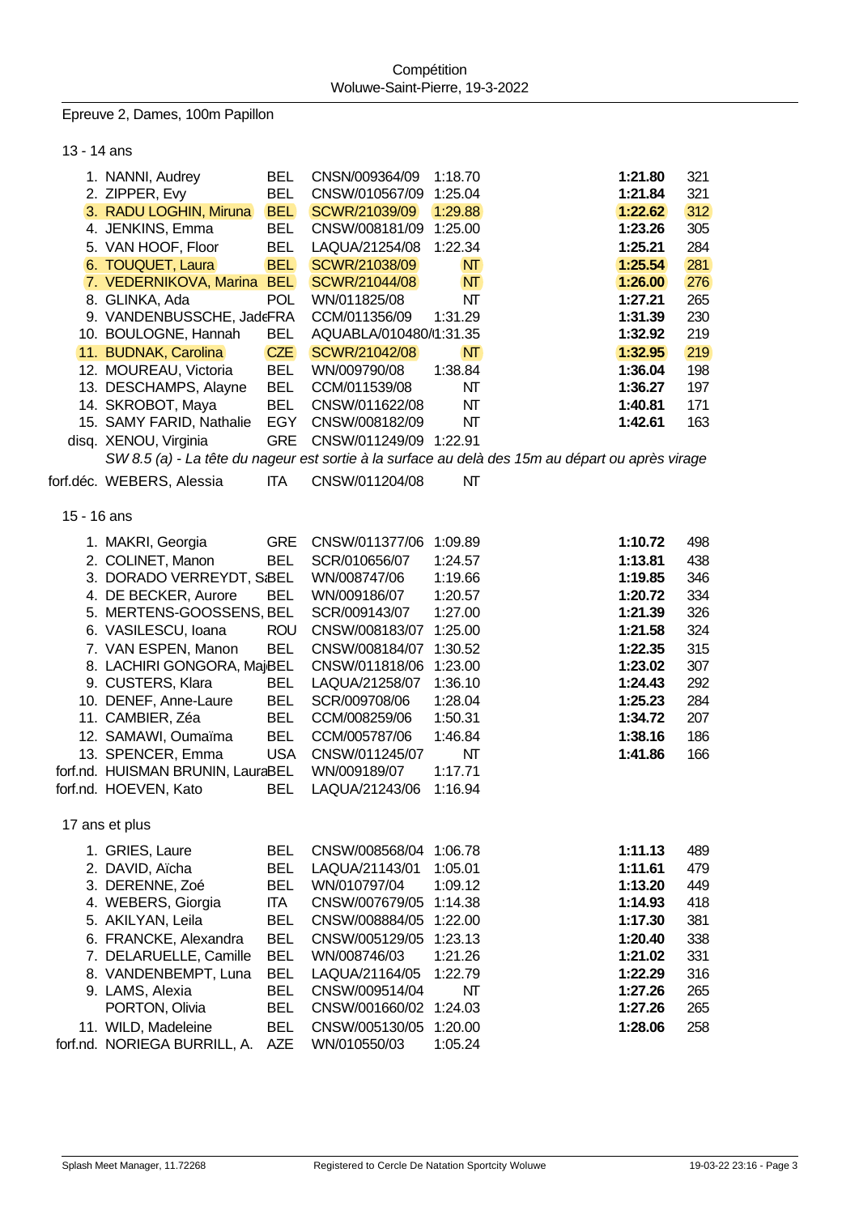Compétition
Woluwe-Saint-Pierre, 19-3-2022

Epreuve 2, Dames, 100m Papillon

13 - 14 ans

| Pl. | Nom | Nat. | Club/Licence | Temps d'inscription | Temps | Points |
|---|---|---|---|---|---|---|
| 1. | NANNI, Audrey | BEL | CNSN/009364/09 | 1:18.70 | **1:21.80** | 321 |
| 2. | ZIPPER, Evy | BEL | CNSW/010567/09 | 1:25.04 | **1:21.84** | 321 |
| 3. | RADU LOGHIN, Miruna | BEL | SCWR/21039/09 | 1:29.88 | **1:22.62** | 312 |
| 4. | JENKINS, Emma | BEL | CNSW/008181/09 | 1:25.00 | **1:23.26** | 305 |
| 5. | VAN HOOF, Floor | BEL | LAQUA/21254/08 | 1:22.34 | **1:25.21** | 284 |
| 6. | TOUQUET, Laura | BEL | SCWR/21038/09 | NT | **1:25.54** | 281 |
| 7. | VEDERNIKOVA, Marina | BEL | SCWR/21044/08 | NT | **1:26.00** | 276 |
| 8. | GLINKA, Ada | POL | WN/011825/08 | NT | **1:27.21** | 265 |
| 9. | VANDENBUSSCHE, Jade | FRA | CCM/011356/09 | 1:31.29 | **1:31.39** | 230 |
| 10. | BOULOGNE, Hannah | BEL | AQUABLA/010480/I | 1:31.35 | **1:32.92** | 219 |
| 11. | BUDNAK, Carolina | CZE | SCWR/21042/08 | NT | **1:32.95** | 219 |
| 12. | MOUREAU, Victoria | BEL | WN/009790/08 | 1:38.84 | **1:36.04** | 198 |
| 13. | DESCHAMPS, Alayne | BEL | CCM/011539/08 | NT | **1:36.27** | 197 |
| 14. | SKROBOT, Maya | BEL | CNSW/011622/08 | NT | **1:40.81** | 171 |
| 15. | SAMY FARID, Nathalie | EGY | CNSW/008182/09 | NT | **1:42.61** | 163 |
| disq. | XENOU, Virginia | GRE | CNSW/011249/09 | 1:22.91 | | |
| | *SW 8.5 (a) - La tête du nageur est sortie à la surface au delà des 15m au départ ou après virage* | | | | | |
| forf.déc. | WEBERS, Alessia | ITA | CNSW/011204/08 | NT | | |

15 - 16 ans

| Pl. | Nom | Nat. | Club/Licence | Temps d'inscription | Temps | Points |
|---|---|---|---|---|---|---|
| 1. | MAKRI, Georgia | GRE | CNSW/011377/06 | 1:09.89 | **1:10.72** | 498 |
| 2. | COLINET, Manon | BEL | SCR/010656/07 | 1:24.57 | **1:13.81** | 438 |
| 3. | DORADO VERREYDT, Sa | BEL | WN/008747/06 | 1:19.66 | **1:19.85** | 346 |
| 4. | DE BECKER, Aurore | BEL | WN/009186/07 | 1:20.57 | **1:20.72** | 334 |
| 5. | MERTENS-GOOSSENS, | BEL | SCR/009143/07 | 1:27.00 | **1:21.39** | 326 |
| 6. | VASILESCU, Ioana | ROU | CNSW/008183/07 | 1:25.00 | **1:21.58** | 324 |
| 7. | VAN ESPEN, Manon | BEL | CNSW/008184/07 | 1:30.52 | **1:22.35** | 315 |
| 8. | LACHIRI GONGORA, Maj | BEL | CNSW/011818/06 | 1:23.00 | **1:23.02** | 307 |
| 9. | CUSTERS, Klara | BEL | LAQUA/21258/07 | 1:36.10 | **1:24.43** | 292 |
| 10. | DENEF, Anne-Laure | BEL | SCR/009708/06 | 1:28.04 | **1:25.23** | 284 |
| 11. | CAMBIER, Zéa | BEL | CCM/008259/06 | 1:50.31 | **1:34.72** | 207 |
| 12. | SAMAWI, Oumaïma | BEL | CCM/005787/06 | 1:46.84 | **1:38.16** | 186 |
| 13. | SPENCER, Emma | USA | CNSW/011245/07 | NT | **1:41.86** | 166 |
| forf.nd. | HUISMAN BRUNIN, Laura | BEL | WN/009189/07 | 1:17.71 | | |
| forf.nd. | HOEVEN, Kato | BEL | LAQUA/21243/06 | 1:16.94 | | |

17 ans et plus

| Pl. | Nom | Nat. | Club/Licence | Temps d'inscription | Temps | Points |
|---|---|---|---|---|---|---|
| 1. | GRIES, Laure | BEL | CNSW/008568/04 | 1:06.78 | **1:11.13** | 489 |
| 2. | DAVID, Aïcha | BEL | LAQUA/21143/01 | 1:05.01 | **1:11.61** | 479 |
| 3. | DERENNE, Zoé | BEL | WN/010797/04 | 1:09.12 | **1:13.20** | 449 |
| 4. | WEBERS, Giorgia | ITA | CNSW/007679/05 | 1:14.38 | **1:14.93** | 418 |
| 5. | AKILYAN, Leila | BEL | CNSW/008884/05 | 1:22.00 | **1:17.30** | 381 |
| 6. | FRANCKE, Alexandra | BEL | CNSW/005129/05 | 1:23.13 | **1:20.40** | 338 |
| 7. | DELARUELLE, Camille | BEL | WN/008746/03 | 1:21.26 | **1:21.02** | 331 |
| 8. | VANDENBEMPT, Luna | BEL | LAQUA/21164/05 | 1:22.79 | **1:22.29** | 316 |
| 9. | LAMS, Alexia | BEL | CNSW/009514/04 | NT | **1:27.26** | 265 |
| | PORTON, Olivia | BEL | CNSW/001660/02 | 1:24.03 | **1:27.26** | 265 |
| 11. | WILD, Madeleine | BEL | CNSW/005130/05 | 1:20.00 | **1:28.06** | 258 |
| forf.nd. | NORIEGA BURRILL, A. | AZE | WN/010550/03 | 1:05.24 | | |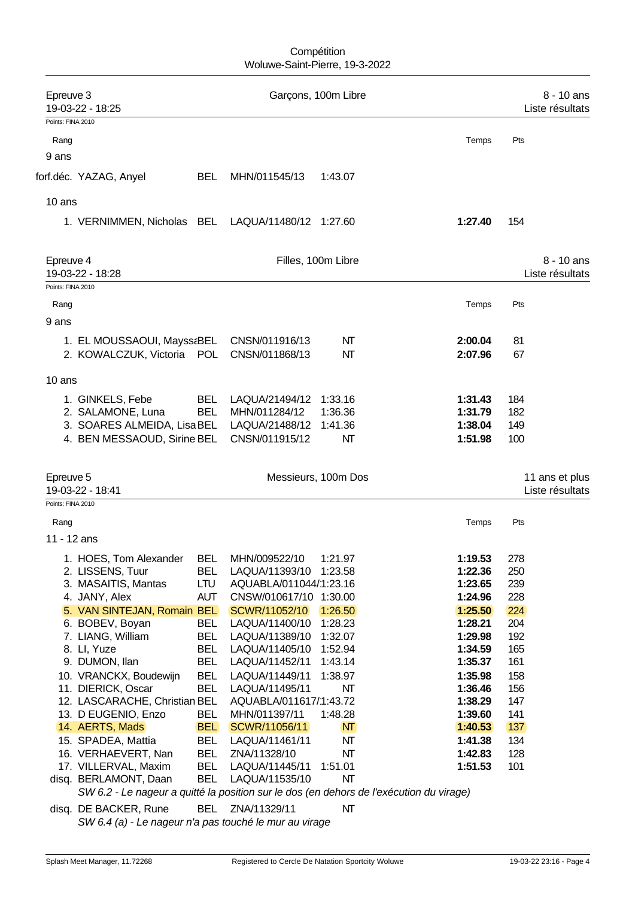Compétition
Woluwe-Saint-Pierre, 19-3-2022

## Epreuve 3 — Garçons, 100m Libre — 8 - 10 ans

19-03-22 - 18:25 — Liste résultats

Points: FINA 2010

| Rang | Nom | Nat. | Club/Licence | Temps d'engagement | Temps | Pts |
|---|---|---|---|---|---|---|
| **9 ans** | | | | | | |
| forf.déc. | YAZAG, Anyel | BEL | MHN/011545/13 | 1:43.07 | | |
| **10 ans** | | | | | | |
| 1. | VERNIMMEN, Nicholas | BEL | LAQUA/11480/12 | 1:27.60 | **1:27.40** | 154 |

## Epreuve 4 — Filles, 100m Libre — 8 - 10 ans

19-03-22 - 18:28 — Liste résultats

Points: FINA 2010

| Rang | Nom | Nat. | Club/Licence | Temps d'engagement | Temps | Pts |
|---|---|---|---|---|---|---|
| **9 ans** | | | | | | |
| 1. | EL MOUSSAOUI, Mayssa | BEL | CNSN/011916/13 | NT | **2:00.04** | 81 |
| 2. | KOWALCZUK, Victoria | POL | CNSN/011868/13 | NT | **2:07.96** | 67 |
| **10 ans** | | | | | | |
| 1. | GINKELS, Febe | BEL | LAQUA/21494/12 | 1:33.16 | **1:31.43** | 184 |
| 2. | SALAMONE, Luna | BEL | MHN/011284/12 | 1:36.36 | **1:31.79** | 182 |
| 3. | SOARES ALMEIDA, Lisa | BEL | LAQUA/21488/12 | 1:41.36 | **1:38.04** | 149 |
| 4. | BEN MESSAOUD, Sirine | BEL | CNSN/011915/12 | NT | **1:51.98** | 100 |

## Epreuve 5 — Messieurs, 100m Dos — 11 ans et plus

19-03-22 - 18:41 — Liste résultats

Points: FINA 2010

| Rang | Nom | Nat. | Club/Licence | Temps d'engagement | Temps | Pts |
|---|---|---|---|---|---|---|
| **11 - 12 ans** | | | | | | |
| 1. | HOES, Tom Alexander | BEL | MHN/009522/10 | 1:21.97 | **1:19.53** | 278 |
| 2. | LISSENS, Tuur | BEL | LAQUA/11393/10 | 1:23.58 | **1:22.36** | 250 |
| 3. | MASAITIS, Mantas | LTU | AQUABLA/011044/1 | 1:23.16 | **1:23.65** | 239 |
| 4. | JANY, Alex | AUT | CNSW/010617/10 | 1:30.00 | **1:24.96** | 228 |
| 5. | VAN SINTEJAN, Romain | BEL | SCWR/11052/10 | 1:26.50 | **1:25.50** | 224 |
| 6. | BOBEV, Boyan | BEL | LAQUA/11400/10 | 1:28.23 | **1:28.21** | 204 |
| 7. | LIANG, William | BEL | LAQUA/11389/10 | 1:32.07 | **1:29.98** | 192 |
| 8. | LI, Yuze | BEL | LAQUA/11405/10 | 1:52.94 | **1:34.59** | 165 |
| 9. | DUMON, Ilan | BEL | LAQUA/11452/11 | 1:43.14 | **1:35.37** | 161 |
| 10. | VRANCKX, Boudewijn | BEL | LAQUA/11449/11 | 1:38.97 | **1:35.98** | 158 |
| 11. | DIERICK, Oscar | BEL | LAQUA/11495/11 | NT | **1:36.46** | 156 |
| 12. | LASCARACHE, Christian | BEL | AQUABLA/011617/1 | 1:43.72 | **1:38.29** | 147 |
| 13. | D EUGENIO, Enzo | BEL | MHN/011397/11 | 1:48.28 | **1:39.60** | 141 |
| 14. | AERTS, Mads | BEL | SCWR/11056/11 | NT | **1:40.53** | 137 |
| 15. | SPADEA, Mattia | BEL | LAQUA/11461/11 | NT | **1:41.38** | 134 |
| 16. | VERHAEVERT, Nan | BEL | ZNA/11328/10 | NT | **1:42.83** | 128 |
| 17. | VILLERVAL, Maxim | BEL | LAQUA/11445/11 | 1:51.01 | **1:51.53** | 101 |
| disq. | BERLAMONT, Daan | BEL | LAQUA/11535/10 | NT | | |
| | *SW 6.2 - Le nageur a quitté la position sur le dos (en dehors de l'exécution du virage)* | | | | | |
| disq. | DE BACKER, Rune | BEL | ZNA/11329/11 | NT | | |
| | *SW 6.4 (a) - Le nageur n'a pas touché le mur au virage* | | | | | |

Splash Meet Manager, 11.72268 — Registered to Cercle De Natation Sportcity Woluwe — 19-03-22 23:16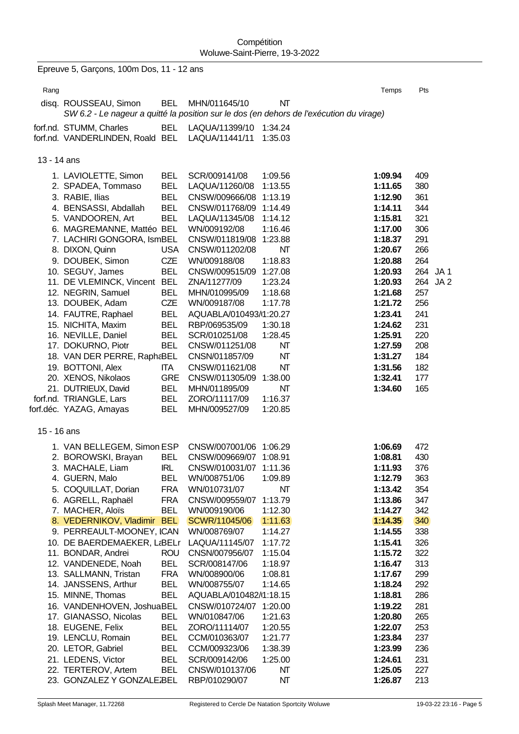Compétition
Woluwe-Saint-Pierre, 19-3-2022

Epreuve 5, Garçons, 100m Dos, 11 - 12 ans

| Rang | Nom | Nat. | Club/Licence | Temps d'engagement | Temps | Pts | |
|---|---|---|---|---|---|---|---|
| disq. | ROUSSEAU, Simon | BEL | MHN/011645/10 | NT | | | |
| | *SW 6.2 - Le nageur a quitté la position sur le dos (en dehors de l'exécution du virage)* | | | | | | |
| forf.nd. | STUMM, Charles | BEL | LAQUA/11399/10 | 1:34.24 | | | |
| forf.nd. | VANDERLINDEN, Roald | BEL | LAQUA/11441/11 | 1:35.03 | | | |

13 - 14 ans

| Rang | Nom | Nat. | Club/Licence | Temps d'engagement | Temps | Pts | |
|---|---|---|---|---|---|---|---|
| 1. | LAVIOLETTE, Simon | BEL | SCR/009141/08 | 1:09.56 | **1:09.94** | 409 | |
| 2. | SPADEA, Tommaso | BEL | LAQUA/11260/08 | 1:13.55 | **1:11.65** | 380 | |
| 3. | RABIE, Ilias | BEL | CNSW/009666/08 | 1:13.19 | **1:12.90** | 361 | |
| 4. | BENSASSI, Abdallah | BEL | CNSW/011768/09 | 1:14.49 | **1:14.11** | 344 | |
| 5. | VANDOOREN, Art | BEL | LAQUA/11345/08 | 1:14.12 | **1:15.81** | 321 | |
| 6. | MAGREMANNE, Mattéo | BEL | WN/009192/08 | 1:16.46 | **1:17.00** | 306 | |
| 7. | LACHIRI GONGORA, Ism | BEL | CNSW/011819/08 | 1:23.88 | **1:18.37** | 291 | |
| 8. | DIXON, Quinn | USA | CNSW/011202/08 | NT | **1:20.67** | 266 | |
| 9. | DOUBEK, Simon | CZE | WN/009188/08 | 1:18.83 | **1:20.88** | 264 | |
| 10. | SEGUY, James | BEL | CNSW/009515/09 | 1:27.08 | **1:20.93** | 264 | JA 1 |
| 11. | DE VLEMINCK, Vincent | BEL | ZNA/11277/09 | 1:23.24 | **1:20.93** | 264 | JA 2 |
| 12. | NEGRIN, Samuel | BEL | MHN/010995/09 | 1:18.68 | **1:21.68** | 257 | |
| 13. | DOUBEK, Adam | CZE | WN/009187/08 | 1:17.78 | **1:21.72** | 256 | |
| 14. | FAUTRE, Raphael | BEL | AQUABLA/010493/1 | 1:20.27 | **1:23.41** | 241 | |
| 15. | NICHITA, Maxim | BEL | RBP/069535/09 | 1:30.18 | **1:24.62** | 231 | |
| 16. | NEVILLE, Daniel | BEL | SCR/010251/08 | 1:28.45 | **1:25.91** | 220 | |
| 17. | DOKURNO, Piotr | BEL | CNSW/011251/08 | NT | **1:27.59** | 208 | |
| 18. | VAN DER PERRE, Rapha | BEL | CNSN/011857/09 | NT | **1:31.27** | 184 | |
| 19. | BOTTONI, Alex | ITA | CNSW/011621/08 | NT | **1:31.56** | 182 | |
| 20. | XENOS, Nikolaos | GRE | CNSW/011305/09 | 1:38.00 | **1:32.41** | 177 | |
| 21. | DUTRIEUX, David | BEL | MHN/011895/09 | NT | **1:34.60** | 165 | |
| forf.nd. | TRIANGLE, Lars | BEL | ZORO/11117/09 | 1:16.37 | | | |
| forf.déc. | YAZAG, Amayas | BEL | MHN/009527/09 | 1:20.85 | | | |

15 - 16 ans

| Rang | Nom | Nat. | Club/Licence | Temps d'engagement | Temps | Pts |
|---|---|---|---|---|---|---|
| 1. | VAN BELLEGEM, Simon | ESP | CNSW/007001/06 | 1:06.29 | **1:06.69** | 472 |
| 2. | BOROWSKI, Brayan | BEL | CNSW/009669/07 | 1:08.91 | **1:08.81** | 430 |
| 3. | MACHALE, Liam | IRL | CNSW/010031/07 | 1:11.36 | **1:11.93** | 376 |
| 4. | GUERN, Malo | BEL | WN/008751/06 | 1:09.89 | **1:12.79** | 363 |
| 5. | COQUILLAT, Dorian | FRA | WN/010731/07 | NT | **1:13.42** | 354 |
| 6. | AGRELL, Raphaël | FRA | CNSW/009559/07 | 1:13.79 | **1:13.86** | 347 |
| 7. | MACHER, Aloïs | BEL | WN/009190/06 | 1:12.30 | **1:14.27** | 342 |
| 8. | VEDERNIKOV, Vladimir | BEL | SCWR/11045/06 | 1:11.63 | **1:14.35** | 340 |
| 9. | PERREAULT-MOONEY, I | CAN | WN/008769/07 | 1:14.27 | **1:14.55** | 338 |
| 10. | DE BAERDEMAEKER, La | BEL | LAQUA/11145/07 | 1:17.72 | **1:15.41** | 326 |
| 11. | BONDAR, Andrei | ROU | CNSN/007956/07 | 1:15.04 | **1:15.72** | 322 |
| 12. | VANDENEDE, Noah | BEL | SCR/008147/06 | 1:18.97 | **1:16.47** | 313 |
| 13. | SALLMANN, Tristan | FRA | WN/008900/06 | 1:08.81 | **1:17.67** | 299 |
| 14. | JANSSENS, Arthur | BEL | WN/008755/07 | 1:14.65 | **1:18.24** | 292 |
| 15. | MINNE, Thomas | BEL | AQUABLA/010482/1 | 1:18.15 | **1:18.81** | 286 |
| 16. | VANDENHOVEN, Joshua | BEL | CNSW/010724/07 | 1:20.00 | **1:19.22** | 281 |
| 17. | GIANASSO, Nicolas | BEL | WN/010847/06 | 1:21.63 | **1:20.80** | 265 |
| 18. | EUGENE, Felix | BEL | ZORO/11114/07 | 1:20.55 | **1:22.07** | 253 |
| 19. | LENCLU, Romain | BEL | CCM/010363/07 | 1:21.77 | **1:23.84** | 237 |
| 20. | LETOR, Gabriel | BEL | CCM/009323/06 | 1:38.39 | **1:23.99** | 236 |
| 21. | LEDENS, Victor | BEL | SCR/009142/06 | 1:25.00 | **1:24.61** | 231 |
| 22. | TERTEROV, Artem | BEL | CNSW/010137/06 | NT | **1:25.05** | 227 |
| 23. | GONZALEZ Y GONZALE | BEL | RBP/010290/07 | NT | **1:26.87** | 213 |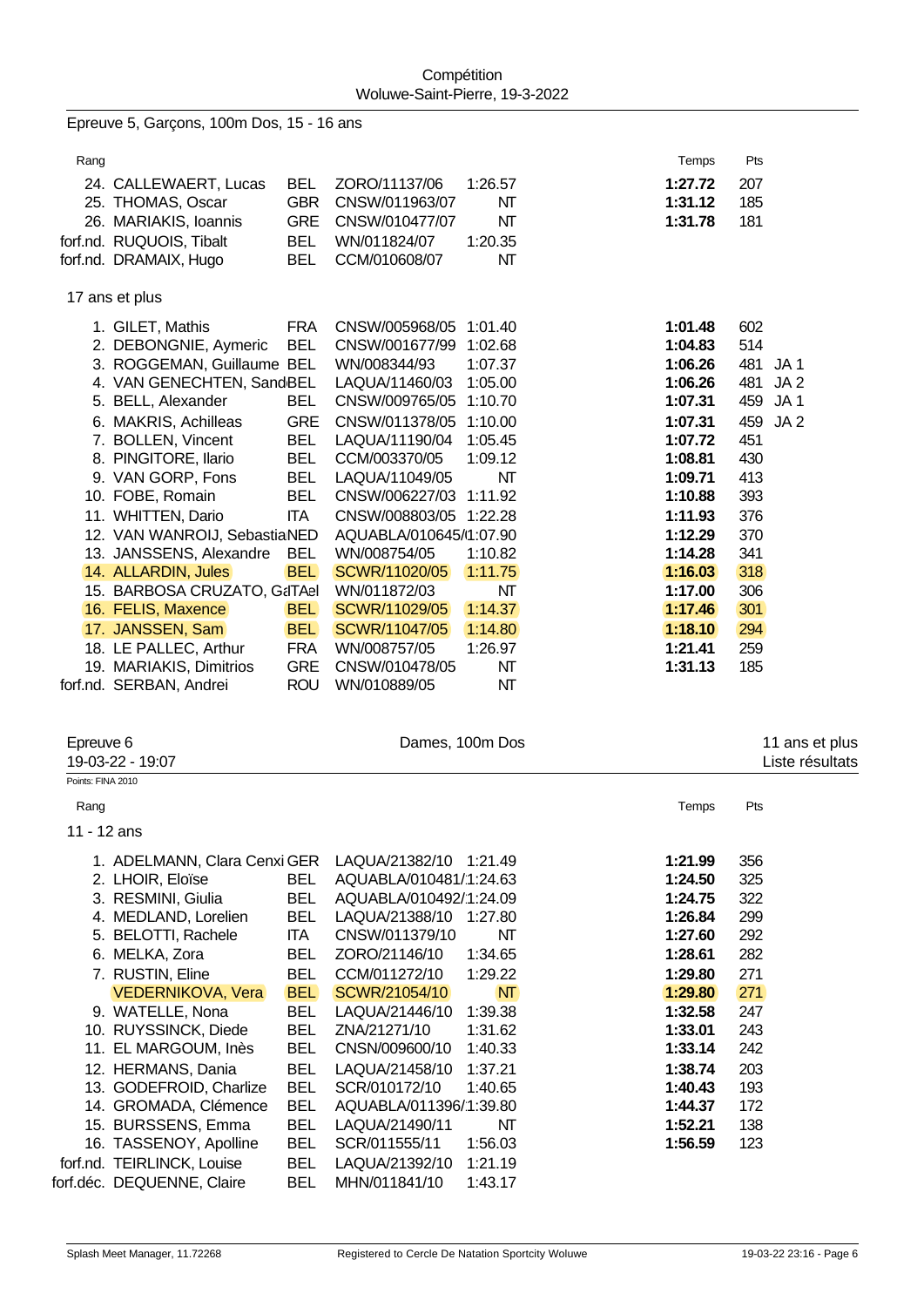Epreuve 5, Garçons, 100m Dos, 15 - 16 ans

| Rang | Nom | Nat | Club/Licence | Temps d'engagement | Temps | Pts | |
|---|---|---|---|---|---|---|---|
| 24. | CALLEWAERT, Lucas | BEL | ZORO/11137/06 | 1:26.57 | **1:27.72** | 207 | |
| 25. | THOMAS, Oscar | GBR | CNSW/011963/07 | NT | **1:31.12** | 185 | |
| 26. | MARIAKIS, Ioannis | GRE | CNSW/010477/07 | NT | **1:31.78** | 181 | |
| forf.nd. | RUQUOIS, Tibalt | BEL | WN/011824/07 | 1:20.35 | | | |
| forf.nd. | DRAMAIX, Hugo | BEL | CCM/010608/07 | NT | | | |

17 ans et plus

| Rang | Nom | Nat | Club/Licence | Temps d'engagement | Temps | Pts | |
|---|---|---|---|---|---|---|---|
| 1. | GILET, Mathis | FRA | CNSW/005968/05 | 1:01.40 | **1:01.48** | 602 | |
| 2. | DEBONGNIE, Aymeric | BEL | CNSW/001677/99 | 1:02.68 | **1:04.83** | 514 | |
| 3. | ROGGEMAN, Guillaume | BEL | WN/008344/93 | 1:07.37 | **1:06.26** | 481 | JA 1 |
| 4. | VAN GENECHTEN, Sand | BEL | LAQUA/11460/03 | 1:05.00 | **1:06.26** | 481 | JA 2 |
| 5. | BELL, Alexander | BEL | CNSW/009765/05 | 1:10.70 | **1:07.31** | 459 | JA 1 |
| 6. | MAKRIS, Achilleas | GRE | CNSW/011378/05 | 1:10.00 | **1:07.31** | 459 | JA 2 |
| 7. | BOLLEN, Vincent | BEL | LAQUA/11190/04 | 1:05.45 | **1:07.72** | 451 | |
| 8. | PINGITORE, Ilario | BEL | CCM/003370/05 | 1:09.12 | **1:08.81** | 430 | |
| 9. | VAN GORP, Fons | BEL | LAQUA/11049/05 | NT | **1:09.71** | 413 | |
| 10. | FOBE, Romain | BEL | CNSW/006227/03 | 1:11.92 | **1:10.88** | 393 | |
| 11. | WHITTEN, Dario | ITA | CNSW/008803/05 | 1:22.28 | **1:11.93** | 376 | |
| 12. | VAN WANROIJ, Sebastia | NED | AQUABLA/010645/ | 1:07.90 | **1:12.29** | 370 | |
| 13. | JANSSENS, Alexandre | BEL | WN/008754/05 | 1:10.82 | **1:14.28** | 341 | |
| 14. | ALLARDIN, Jules | BEL | SCWR/11020/05 | 1:11.75 | **1:16.03** | 318 | |
| 15. | BARBOSA CRUZATO, Ga | ITA | WN/011872/03 | NT | **1:17.00** | 306 | |
| 16. | FELIS, Maxence | BEL | SCWR/11029/05 | 1:14.37 | **1:17.46** | 301 | |
| 17. | JANSSEN, Sam | BEL | SCWR/11047/05 | 1:14.80 | **1:18.10** | 294 | |
| 18. | LE PALLEC, Arthur | FRA | WN/008757/05 | 1:26.97 | **1:21.41** | 259 | |
| 19. | MARIAKIS, Dimitrios | GRE | CNSW/010478/05 | NT | **1:31.13** | 185 | |
| forf.nd. | SERBAN, Andrei | ROU | WN/010889/05 | NT | | | |

Epreuve 6 — Dames, 100m Dos — 11 ans et plus

19-03-22 - 19:07 — Liste résultats

Points: FINA 2010

11 - 12 ans

| Rang | Nom | Nat | Club/Licence | Temps d'engagement | Temps | Pts |
|---|---|---|---|---|---|---|
| 1. | ADELMANN, Clara Cenxi | GER | LAQUA/21382/10 | 1:21.49 | **1:21.99** | 356 |
| 2. | LHOIR, Eloïse | BEL | AQUABLA/010481/ | 1:24.63 | **1:24.50** | 325 |
| 3. | RESMINI, Giulia | BEL | AQUABLA/010492/ | 1:24.09 | **1:24.75** | 322 |
| 4. | MEDLAND, Lorelien | BEL | LAQUA/21388/10 | 1:27.80 | **1:26.84** | 299 |
| 5. | BELOTTI, Rachele | ITA | CNSW/011379/10 | NT | **1:27.60** | 292 |
| 6. | MELKA, Zora | BEL | ZORO/21146/10 | 1:34.65 | **1:28.61** | 282 |
| 7. | RUSTIN, Eline | BEL | CCM/011272/10 | 1:29.22 | **1:29.80** | 271 |
| | VEDERNIKOVA, Vera | BEL | SCWR/21054/10 | NT | **1:29.80** | 271 |
| 9. | WATELLE, Nona | BEL | LAQUA/21446/10 | 1:39.38 | **1:32.58** | 247 |
| 10. | RUYSSINCK, Diede | BEL | ZNA/21271/10 | 1:31.62 | **1:33.01** | 243 |
| 11. | EL MARGOUM, Inès | BEL | CNSN/009600/10 | 1:40.33 | **1:33.14** | 242 |
| 12. | HERMANS, Dania | BEL | LAQUA/21458/10 | 1:37.21 | **1:38.74** | 203 |
| 13. | GODEFROID, Charlize | BEL | SCR/010172/10 | 1:40.65 | **1:40.43** | 193 |
| 14. | GROMADA, Clémence | BEL | AQUABLA/011396/ | 1:39.80 | **1:44.37** | 172 |
| 15. | BURSSENS, Emma | BEL | LAQUA/21490/11 | NT | **1:52.21** | 138 |
| 16. | TASSENOY, Apolline | BEL | SCR/011555/11 | 1:56.03 | **1:56.59** | 123 |
| forf.nd. | TEIRLINCK, Louise | BEL | LAQUA/21392/10 | 1:21.19 | | |
| forf.déc. | DEQUENNE, Claire | BEL | MHN/011841/10 | 1:43.17 | | |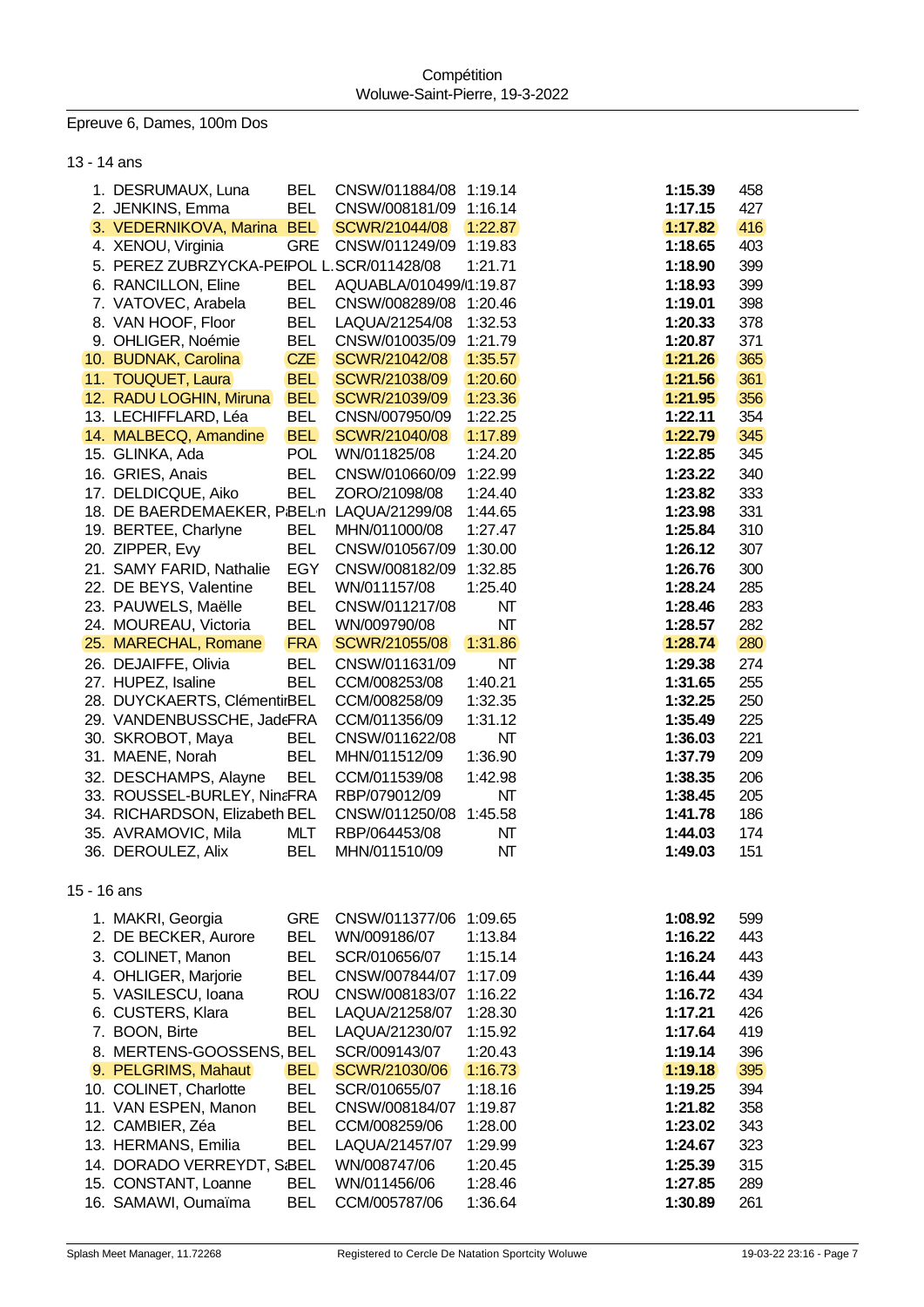Compétition
Woluwe-Saint-Pierre, 19-3-2022

Epreuve 6, Dames, 100m Dos

13 - 14 ans

| | Nom | Nat | Club | Temps d'inscription | Temps | Points |
|---|---|---|---|---|---|---|
| 1. | DESRUMAUX, Luna | BEL | CNSW/011884/08 | 1:19.14 | **1:15.39** | 458 |
| 2. | JENKINS, Emma | BEL | CNSW/008181/09 | 1:16.14 | **1:17.15** | 427 |
| 3. | VEDERNIKOVA, Marina | BEL | SCWR/21044/08 | 1:22.87 | **1:17.82** | 416 |
| 4. | XENOU, Virginia | GRE | CNSW/011249/09 | 1:19.83 | **1:18.65** | 403 |
| 5. | PEREZ ZUBRZYCKA-PEI | POL | L.SCR/011428/08 | 1:21.71 | **1:18.90** | 399 |
| 6. | RANCILLON, Eline | BEL | AQUABLA/010499/ | 1:19.87 | **1:18.93** | 399 |
| 7. | VATOVEC, Arabela | BEL | CNSW/008289/08 | 1:20.46 | **1:19.01** | 398 |
| 8. | VAN HOOF, Floor | BEL | LAQUA/21254/08 | 1:32.53 | **1:20.33** | 378 |
| 9. | OHLIGER, Noémie | BEL | CNSW/010035/09 | 1:21.79 | **1:20.87** | 371 |
| 10. | BUDNAK, Carolina | CZE | SCWR/21042/08 | 1:35.57 | **1:21.26** | 365 |
| 11. | TOUQUET, Laura | BEL | SCWR/21038/09 | 1:20.60 | **1:21.56** | 361 |
| 12. | RADU LOGHIN, Miruna | BEL | SCWR/21039/09 | 1:23.36 | **1:21.95** | 356 |
| 13. | LECHIFFLARD, Léa | BEL | CNSN/007950/09 | 1:22.25 | **1:22.11** | 354 |
| 14. | MALBECQ, Amandine | BEL | SCWR/21040/08 | 1:17.89 | **1:22.79** | 345 |
| 15. | GLINKA, Ada | POL | WN/011825/08 | 1:24.20 | **1:22.85** | 345 |
| 16. | GRIES, Anais | BEL | CNSW/010660/09 | 1:22.99 | **1:23.22** | 340 |
| 17. | DELDICQUE, Aiko | BEL | ZORO/21098/08 | 1:24.40 | **1:23.82** | 333 |
| 18. | DE BAERDEMAEKER, P | BEL | LAQUA/21299/08 | 1:44.65 | **1:23.98** | 331 |
| 19. | BERTEE, Charlyne | BEL | MHN/011000/08 | 1:27.47 | **1:25.84** | 310 |
| 20. | ZIPPER, Evy | BEL | CNSW/010567/09 | 1:30.00 | **1:26.12** | 307 |
| 21. | SAMY FARID, Nathalie | EGY | CNSW/008182/09 | 1:32.85 | **1:26.76** | 300 |
| 22. | DE BEYS, Valentine | BEL | WN/011157/08 | 1:25.40 | **1:28.24** | 285 |
| 23. | PAUWELS, Maëlle | BEL | CNSW/011217/08 | NT | **1:28.46** | 283 |
| 24. | MOUREAU, Victoria | BEL | WN/009790/08 | NT | **1:28.57** | 282 |
| 25. | MARECHAL, Romane | FRA | SCWR/21055/08 | 1:31.86 | **1:28.74** | 280 |
| 26. | DEJAIFFE, Olivia | BEL | CNSW/011631/09 | NT | **1:29.38** | 274 |
| 27. | HUPEZ, Isaline | BEL | CCM/008253/08 | 1:40.21 | **1:31.65** | 255 |
| 28. | DUYCKAERTS, Clémenti | BEL | CCM/008258/09 | 1:32.35 | **1:32.25** | 250 |
| 29. | VANDENBUSSCHE, Jade | FRA | CCM/011356/09 | 1:31.12 | **1:35.49** | 225 |
| 30. | SKROBOT, Maya | BEL | CNSW/011622/08 | NT | **1:36.03** | 221 |
| 31. | MAENE, Norah | BEL | MHN/011512/09 | 1:36.90 | **1:37.79** | 209 |
| 32. | DESCHAMPS, Alayne | BEL | CCM/011539/08 | 1:42.98 | **1:38.35** | 206 |
| 33. | ROUSSEL-BURLEY, Nina | FRA | RBP/079012/09 | NT | **1:38.45** | 205 |
| 34. | RICHARDSON, Elizabeth | BEL | CNSW/011250/08 | 1:45.58 | **1:41.78** | 186 |
| 35. | AVRAMOVIC, Mila | MLT | RBP/064453/08 | NT | **1:44.03** | 174 |
| 36. | DEROULEZ, Alix | BEL | MHN/011510/09 | NT | **1:49.03** | 151 |

15 - 16 ans

| | Nom | Nat | Club | Temps d'inscription | Temps | Points |
|---|---|---|---|---|---|---|
| 1. | MAKRI, Georgia | GRE | CNSW/011377/06 | 1:09.65 | **1:08.92** | 599 |
| 2. | DE BECKER, Aurore | BEL | WN/009186/07 | 1:13.84 | **1:16.22** | 443 |
| 3. | COLINET, Manon | BEL | SCR/010656/07 | 1:15.14 | **1:16.24** | 443 |
| 4. | OHLIGER, Marjorie | BEL | CNSW/007844/07 | 1:17.09 | **1:16.44** | 439 |
| 5. | VASILESCU, Ioana | ROU | CNSW/008183/07 | 1:16.22 | **1:16.72** | 434 |
| 6. | CUSTERS, Klara | BEL | LAQUA/21258/07 | 1:28.30 | **1:17.21** | 426 |
| 7. | BOON, Birte | BEL | LAQUA/21230/07 | 1:15.92 | **1:17.64** | 419 |
| 8. | MERTENS-GOOSSENS, | BEL | SCR/009143/07 | 1:20.43 | **1:19.14** | 396 |
| 9. | PELGRIMS, Mahaut | BEL | SCWR/21030/06 | 1:16.73 | **1:19.18** | 395 |
| 10. | COLINET, Charlotte | BEL | SCR/010655/07 | 1:18.16 | **1:19.25** | 394 |
| 11. | VAN ESPEN, Manon | BEL | CNSW/008184/07 | 1:19.87 | **1:21.82** | 358 |
| 12. | CAMBIER, Zéa | BEL | CCM/008259/06 | 1:28.00 | **1:23.02** | 343 |
| 13. | HERMANS, Emilia | BEL | LAQUA/21457/07 | 1:29.99 | **1:24.67** | 323 |
| 14. | DORADO VERREYDT, S | BEL | WN/008747/06 | 1:20.45 | **1:25.39** | 315 |
| 15. | CONSTANT, Loanne | BEL | WN/011456/06 | 1:28.46 | **1:27.85** | 289 |
| 16. | SAMAWI, Oumaïma | BEL | CCM/005787/06 | 1:36.64 | **1:30.89** | 261 |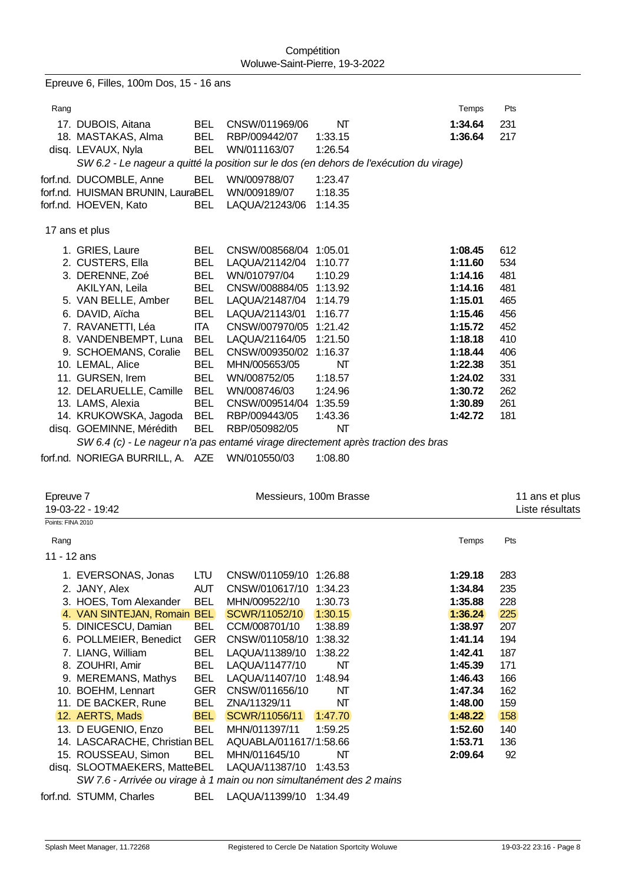Compétition
Woluwe-Saint-Pierre, 19-3-2022

## Epreuve 6, Filles, 100m Dos, 15 - 16 ans

| Rang | Nom | Nat. | Licence | Temps d'engagement | Temps | Pts |
|---|---|---|---|---|---|---|
| 17. | DUBOIS, Aitana | BEL | CNSW/011969/06 | NT | **1:34.64** | 231 |
| 18. | MASTAKAS, Alma | BEL | RBP/009442/07 | 1:33.15 | **1:36.64** | 217 |
| disq. | LEVAUX, Nyla | BEL | WN/011163/07 | 1:26.54 | | |
| | *SW 6.2 - Le nageur a quitté la position sur le dos (en dehors de l'exécution du virage)* | | | | | |
| forf.nd. | DUCOMBLE, Anne | BEL | WN/009788/07 | 1:23.47 | | |
| forf.nd. | HUISMAN BRUNIN, Laura | BEL | WN/009189/07 | 1:18.35 | | |
| forf.nd. | HOEVEN, Kato | BEL | LAQUA/21243/06 | 1:14.35 | | |

### 17 ans et plus

| Rang | Nom | Nat. | Licence | Temps d'engagement | Temps | Pts |
|---|---|---|---|---|---|---|
| 1. | GRIES, Laure | BEL | CNSW/008568/04 | 1:05.01 | **1:08.45** | 612 |
| 2. | CUSTERS, Ella | BEL | LAQUA/21142/04 | 1:10.77 | **1:11.60** | 534 |
| 3. | DERENNE, Zoé | BEL | WN/010797/04 | 1:10.29 | **1:14.16** | 481 |
| | AKILYAN, Leila | BEL | CNSW/008884/05 | 1:13.92 | **1:14.16** | 481 |
| 5. | VAN BELLE, Amber | BEL | LAQUA/21487/04 | 1:14.79 | **1:15.01** | 465 |
| 6. | DAVID, Aïcha | BEL | LAQUA/21143/01 | 1:16.77 | **1:15.46** | 456 |
| 7. | RAVANETTI, Léa | ITA | CNSW/007970/05 | 1:21.42 | **1:15.72** | 452 |
| 8. | VANDENBEMPT, Luna | BEL | LAQUA/21164/05 | 1:21.50 | **1:18.18** | 410 |
| 9. | SCHOEMANS, Coralie | BEL | CNSW/009350/02 | 1:16.37 | **1:18.44** | 406 |
| 10. | LEMAL, Alice | BEL | MHN/005653/05 | NT | **1:22.38** | 351 |
| 11. | GURSEN, Irem | BEL | WN/008752/05 | 1:18.57 | **1:24.02** | 331 |
| 12. | DELARUELLE, Camille | BEL | WN/008746/03 | 1:24.96 | **1:30.72** | 262 |
| 13. | LAMS, Alexia | BEL | CNSW/009514/04 | 1:35.59 | **1:30.89** | 261 |
| 14. | KRUKOWSKA, Jagoda | BEL | RBP/009443/05 | 1:43.36 | **1:42.72** | 181 |
| disq. | GOEMINNE, Mérédith | BEL | RBP/050982/05 | NT | | |
| | *SW 6.4 (c) - Le nageur n'a pas entamé virage directement après traction des bras* | | | | | |
| forf.nd. | NORIEGA BURRILL, A. | AZE | WN/010550/03 | 1:08.80 | | |

## Epreuve 7 — Messieurs, 100m Brasse — 11 ans et plus

19-03-22 - 19:42 — Liste résultats

Points: FINA 2010

### 11 - 12 ans

| Rang | Nom | Nat. | Licence | Temps d'engagement | Temps | Pts |
|---|---|---|---|---|---|---|
| 1. | EVERSONAS, Jonas | LTU | CNSW/011059/10 | 1:26.88 | **1:29.18** | 283 |
| 2. | JANY, Alex | AUT | CNSW/010617/10 | 1:34.23 | **1:34.84** | 235 |
| 3. | HOES, Tom Alexander | BEL | MHN/009522/10 | 1:30.73 | **1:35.88** | 228 |
| 4. | VAN SINTEJAN, Romain | BEL | SCWR/11052/10 | 1:30.15 | **1:36.24** | 225 |
| 5. | DINICESCU, Damian | BEL | CCM/008701/10 | 1:38.89 | **1:38.97** | 207 |
| 6. | POLLMEIER, Benedict | GER | CNSW/011058/10 | 1:38.32 | **1:41.14** | 194 |
| 7. | LIANG, William | BEL | LAQUA/11389/10 | 1:38.22 | **1:42.41** | 187 |
| 8. | ZOUHRI, Amir | BEL | LAQUA/11477/10 | NT | **1:45.39** | 171 |
| 9. | MEREMANS, Mathys | BEL | LAQUA/11407/10 | 1:48.94 | **1:46.43** | 166 |
| 10. | BOEHM, Lennart | GER | CNSW/011656/10 | NT | **1:47.34** | 162 |
| 11. | DE BACKER, Rune | BEL | ZNA/11329/11 | NT | **1:48.00** | 159 |
| 12. | AERTS, Mads | BEL | SCWR/11056/11 | 1:47.70 | **1:48.22** | 158 |
| 13. | D EUGENIO, Enzo | BEL | MHN/011397/11 | 1:59.25 | **1:52.60** | 140 |
| 14. | LASCARACHE, Christian | BEL | AQUABLA/011617/ | 1:58.66 | **1:53.71** | 136 |
| 15. | ROUSSEAU, Simon | BEL | MHN/011645/10 | NT | **2:09.64** | 92 |
| disq. | SLOOTMAEKERS, Matte | BEL | LAQUA/11387/10 | 1:43.53 | | |
| | *SW 7.6 - Arrivée ou virage à 1 main ou non simultanément des 2 mains* | | | | | |
| forf.nd. | STUMM, Charles | BEL | LAQUA/11399/10 | 1:34.49 | | |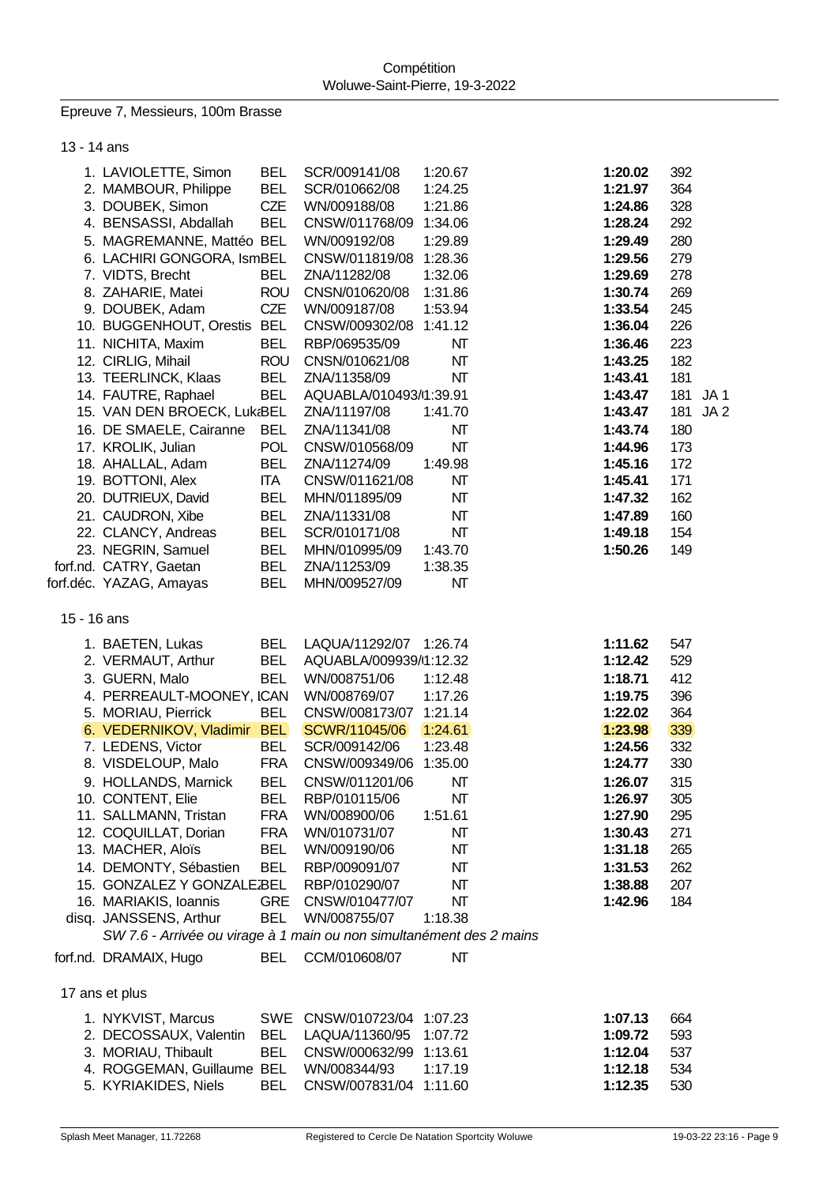Epreuve 7, Messieurs, 100m Brasse

13 - 14 ans

| Pl. | Nom | Nat. | Club | Temps engagement | Temps | Points | |
|---|---|---|---|---|---|---|---|
| 1. | LAVIOLETTE, Simon | BEL | SCR/009141/08 | 1:20.67 | **1:20.02** | 392 | |
| 2. | MAMBOUR, Philippe | BEL | SCR/010662/08 | 1:24.25 | **1:21.97** | 364 | |
| 3. | DOUBEK, Simon | CZE | WN/009188/08 | 1:21.86 | **1:24.86** | 328 | |
| 4. | BENSASSI, Abdallah | BEL | CNSW/011768/09 | 1:34.06 | **1:28.24** | 292 | |
| 5. | MAGREMANNE, Mattéo | BEL | WN/009192/08 | 1:29.89 | **1:29.49** | 280 | |
| 6. | LACHIRI GONGORA, Ism | BEL | CNSW/011819/08 | 1:28.36 | **1:29.56** | 279 | |
| 7. | VIDTS, Brecht | BEL | ZNA/11282/08 | 1:32.06 | **1:29.69** | 278 | |
| 8. | ZAHARIE, Matei | ROU | CNSN/010620/08 | 1:31.86 | **1:30.74** | 269 | |
| 9. | DOUBEK, Adam | CZE | WN/009187/08 | 1:53.94 | **1:33.54** | 245 | |
| 10. | BUGGENHOUT, Orestis | BEL | CNSW/009302/08 | 1:41.12 | **1:36.04** | 226 | |
| 11. | NICHITA, Maxim | BEL | RBP/069535/09 | NT | **1:36.46** | 223 | |
| 12. | CIRLIG, Mihail | ROU | CNSN/010621/08 | NT | **1:43.25** | 182 | |
| 13. | TEERLINCK, Klaas | BEL | ZNA/11358/09 | NT | **1:43.41** | 181 | |
| 14. | FAUTRE, Raphael | BEL | AQUABLA/010493/ | 1:39.91 | **1:43.47** | 181 | JA 1 |
| 15. | VAN DEN BROECK, Luka | BEL | ZNA/11197/08 | 1:41.70 | **1:43.47** | 181 | JA 2 |
| 16. | DE SMAELE, Cairanne | BEL | ZNA/11341/08 | NT | **1:43.74** | 180 | |
| 17. | KROLIK, Julian | POL | CNSW/010568/09 | NT | **1:44.96** | 173 | |
| 18. | AHALLAL, Adam | BEL | ZNA/11274/09 | 1:49.98 | **1:45.16** | 172 | |
| 19. | BOTTONI, Alex | ITA | CNSW/011621/08 | NT | **1:45.41** | 171 | |
| 20. | DUTRIEUX, David | BEL | MHN/011895/09 | NT | **1:47.32** | 162 | |
| 21. | CAUDRON, Xibe | BEL | ZNA/11331/08 | NT | **1:47.89** | 160 | |
| 22. | CLANCY, Andreas | BEL | SCR/010171/08 | NT | **1:49.18** | 154 | |
| 23. | NEGRIN, Samuel | BEL | MHN/010995/09 | 1:43.70 | **1:50.26** | 149 | |
| forf.nd. | CATRY, Gaetan | BEL | ZNA/11253/09 | 1:38.35 | | | |
| forf.déc. | YAZAG, Amayas | BEL | MHN/009527/09 | NT | | | |

15 - 16 ans

| Pl. | Nom | Nat. | Club | Temps engagement | Temps | Points |
|---|---|---|---|---|---|---|
| 1. | BAETEN, Lukas | BEL | LAQUA/11292/07 | 1:26.74 | **1:11.62** | 547 |
| 2. | VERMAUT, Arthur | BEL | AQUABLA/009939/ | 1:12.32 | **1:12.42** | 529 |
| 3. | GUERN, Malo | BEL | WN/008751/06 | 1:12.48 | **1:18.71** | 412 |
| 4. | PERREAULT-MOONEY, I | CAN | WN/008769/07 | 1:17.26 | **1:19.75** | 396 |
| 5. | MORIAU, Pierrick | BEL | CNSW/008173/07 | 1:21.14 | **1:22.02** | 364 |
| 6. | VEDERNIKOV, Vladimir | BEL | SCWR/11045/06 | 1:24.61 | **1:23.98** | 339 |
| 7. | LEDENS, Victor | BEL | SCR/009142/06 | 1:23.48 | **1:24.56** | 332 |
| 8. | VISDELOUP, Malo | FRA | CNSW/009349/06 | 1:35.00 | **1:24.77** | 330 |
| 9. | HOLLANDS, Marnick | BEL | CNSW/011201/06 | NT | **1:26.07** | 315 |
| 10. | CONTENT, Elie | BEL | RBP/010115/06 | NT | **1:26.97** | 305 |
| 11. | SALLMANN, Tristan | FRA | WN/008900/06 | 1:51.61 | **1:27.90** | 295 |
| 12. | COQUILLAT, Dorian | FRA | WN/010731/07 | NT | **1:30.43** | 271 |
| 13. | MACHER, Aloïs | BEL | WN/009190/06 | NT | **1:31.18** | 265 |
| 14. | DEMONTY, Sébastien | BEL | RBP/009091/07 | NT | **1:31.53** | 262 |
| 15. | GONZALEZ Y GONZALE | BEL | RBP/010290/07 | NT | **1:38.88** | 207 |
| 16. | MARIAKIS, Ioannis | GRE | CNSW/010477/07 | NT | **1:42.96** | 184 |
| disq. | JANSSENS, Arthur | BEL | WN/008755/07 | 1:18.38 | | |
| | *SW 7.6 - Arrivée ou virage à 1 main ou non simultanément des 2 mains* | | | | | |
| forf.nd. | DRAMAIX, Hugo | BEL | CCM/010608/07 | NT | | |

17 ans et plus

| Pl. | Nom | Nat. | Club | Temps engagement | Temps | Points |
|---|---|---|---|---|---|---|
| 1. | NYKVIST, Marcus | SWE | CNSW/010723/04 | 1:07.23 | **1:07.13** | 664 |
| 2. | DECOSSAUX, Valentin | BEL | LAQUA/11360/95 | 1:07.72 | **1:09.72** | 593 |
| 3. | MORIAU, Thibault | BEL | CNSW/000632/99 | 1:13.61 | **1:12.04** | 537 |
| 4. | ROGGEMAN, Guillaume | BEL | WN/008344/93 | 1:17.19 | **1:12.18** | 534 |
| 5. | KYRIAKIDES, Niels | BEL | CNSW/007831/04 | 1:11.60 | **1:12.35** | 530 |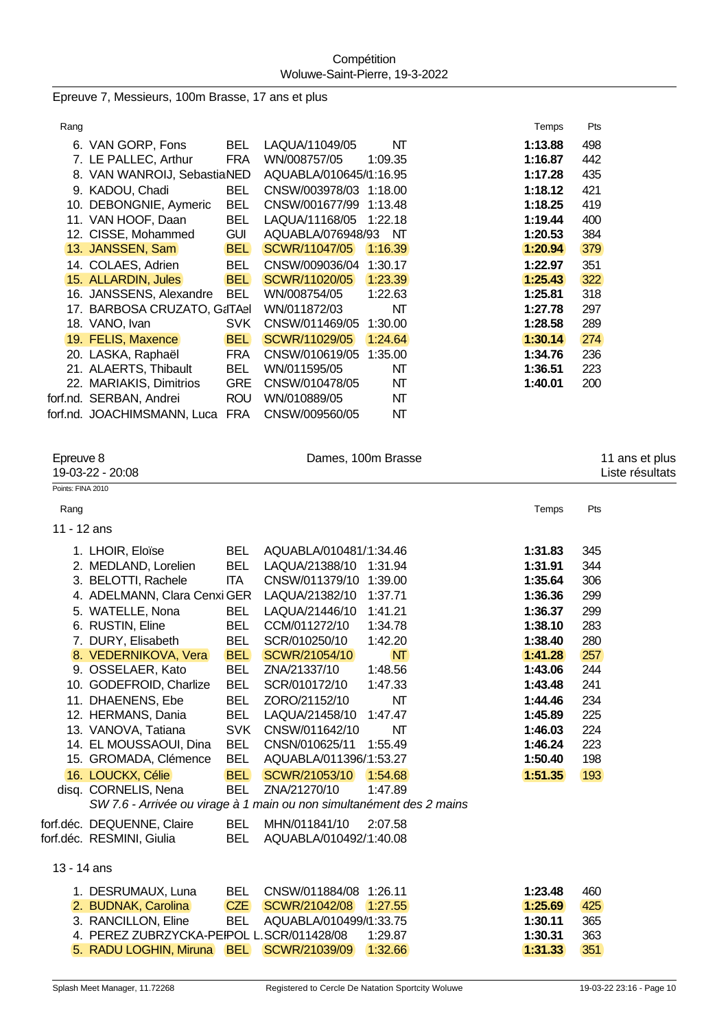Compétition
Woluwe-Saint-Pierre, 19-3-2022

## Epreuve 7, Messieurs, 100m Brasse, 17 ans et plus

| Rang | Nom | Nat. | Club/Licence | Temps d'inscription | Temps | Pts |
|---|---|---|---|---|---|---|
| 6. | VAN GORP, Fons | BEL | LAQUA/11049/05 | NT | 1:13.88 | 498 |
| 7. | LE PALLEC, Arthur | FRA | WN/008757/05 | 1:09.35 | 1:16.87 | 442 |
| 8. | VAN WANROIJ, Sebastia | NED | AQUABLA/010645/ | 1:16.95 | 1:17.28 | 435 |
| 9. | KADOU, Chadi | BEL | CNSW/003978/03 | 1:18.00 | 1:18.12 | 421 |
| 10. | DEBONGNIE, Aymeric | BEL | CNSW/001677/99 | 1:13.48 | 1:18.25 | 419 |
| 11. | VAN HOOF, Daan | BEL | LAQUA/11168/05 | 1:22.18 | 1:19.44 | 400 |
| 12. | CISSE, Mohammed | GUI | AQUABLA/076948/93 | NT | 1:20.53 | 384 |
| 13. | JANSSEN, Sam | BEL | SCWR/11047/05 | 1:16.39 | 1:20.94 | 379 |
| 14. | COLAES, Adrien | BEL | CNSW/009036/04 | 1:30.17 | 1:22.97 | 351 |
| 15. | ALLARDIN, Jules | BEL | SCWR/11020/05 | 1:23.39 | 1:25.43 | 322 |
| 16. | JANSSENS, Alexandre | BEL | WN/008754/05 | 1:22.63 | 1:25.81 | 318 |
| 17. | BARBOSA CRUZATO, Ga | ITA | WN/011872/03 | NT | 1:27.78 | 297 |
| 18. | VANO, Ivan | SVK | CNSW/011469/05 | 1:30.00 | 1:28.58 | 289 |
| 19. | FELIS, Maxence | BEL | SCWR/11029/05 | 1:24.64 | 1:30.14 | 274 |
| 20. | LASKA, Raphaël | FRA | CNSW/010619/05 | 1:35.00 | 1:34.76 | 236 |
| 21. | ALAERTS, Thibault | BEL | WN/011595/05 | NT | 1:36.51 | 223 |
| 22. | MARIAKIS, Dimitrios | GRE | CNSW/010478/05 | NT | 1:40.01 | 200 |
| forf.nd. | SERBAN, Andrei | ROU | WN/010889/05 | NT | | |
| forf.nd. | JOACHIMSMANN, Luca | FRA | CNSW/009560/05 | NT | | |

## Epreuve 8 — Dames, 100m Brasse — 11 ans et plus

19-03-22 - 20:08 — Liste résultats

Points: FINA 2010

### 11 - 12 ans

| Rang | Nom | Nat. | Club/Licence | Temps d'inscription | Temps | Pts |
|---|---|---|---|---|---|---|
| 1. | LHOIR, Eloïse | BEL | AQUABLA/010481/ | 1:34.46 | 1:31.83 | 345 |
| 2. | MEDLAND, Lorelien | BEL | LAQUA/21388/10 | 1:31.94 | 1:31.91 | 344 |
| 3. | BELOTTI, Rachele | ITA | CNSW/011379/10 | 1:39.00 | 1:35.64 | 306 |
| 4. | ADELMANN, Clara Cenxi | GER | LAQUA/21382/10 | 1:37.71 | 1:36.36 | 299 |
| 5. | WATELLE, Nona | BEL | LAQUA/21446/10 | 1:41.21 | 1:36.37 | 299 |
| 6. | RUSTIN, Eline | BEL | CCM/011272/10 | 1:34.78 | 1:38.10 | 283 |
| 7. | DURY, Elisabeth | BEL | SCR/010250/10 | 1:42.20 | 1:38.40 | 280 |
| 8. | VEDERNIKOVA, Vera | BEL | SCWR/21054/10 | NT | 1:41.28 | 257 |
| 9. | OSSELAER, Kato | BEL | ZNA/21337/10 | 1:48.56 | 1:43.06 | 244 |
| 10. | GODEFROID, Charlize | BEL | SCR/010172/10 | 1:47.33 | 1:43.48 | 241 |
| 11. | DHAENENS, Ebe | BEL | ZORO/21152/10 | NT | 1:44.46 | 234 |
| 12. | HERMANS, Dania | BEL | LAQUA/21458/10 | 1:47.47 | 1:45.89 | 225 |
| 13. | VANOVA, Tatiana | SVK | CNSW/011642/10 | NT | 1:46.03 | 224 |
| 14. | EL MOUSSAOUI, Dina | BEL | CNSN/010625/11 | 1:55.49 | 1:46.24 | 223 |
| 15. | GROMADA, Clémence | BEL | AQUABLA/011396/ | 1:53.27 | 1:50.40 | 198 |
| 16. | LOUCKX, Célie | BEL | SCWR/21053/10 | 1:54.68 | 1:51.35 | 193 |
| disq. | CORNELIS, Nena | BEL | ZNA/21270/10 | 1:47.89 | | |
| | *SW 7.6 - Arrivée ou virage à 1 main ou non simultanément des 2 mains* | | | | | |
| forf.déc. | DEQUENNE, Claire | BEL | MHN/011841/10 | 2:07.58 | | |
| forf.déc. | RESMINI, Giulia | BEL | AQUABLA/010492/ | 1:40.08 | | |

### 13 - 14 ans

| Rang | Nom | Nat. | Club/Licence | Temps d'inscription | Temps | Pts |
|---|---|---|---|---|---|---|
| 1. | DESRUMAUX, Luna | BEL | CNSW/011884/08 | 1:26.11 | 1:23.48 | 460 |
| 2. | BUDNAK, Carolina | CZE | SCWR/21042/08 | 1:27.55 | 1:25.69 | 425 |
| 3. | RANCILLON, Eline | BEL | AQUABLA/010499/ | 1:33.75 | 1:30.11 | 365 |
| 4. | PEREZ ZUBRZYCKA-PEI | POL | L.SCR/011428/08 | 1:29.87 | 1:30.31 | 363 |
| 5. | RADU LOGHIN, Miruna | BEL | SCWR/21039/09 | 1:32.66 | 1:31.33 | 351 |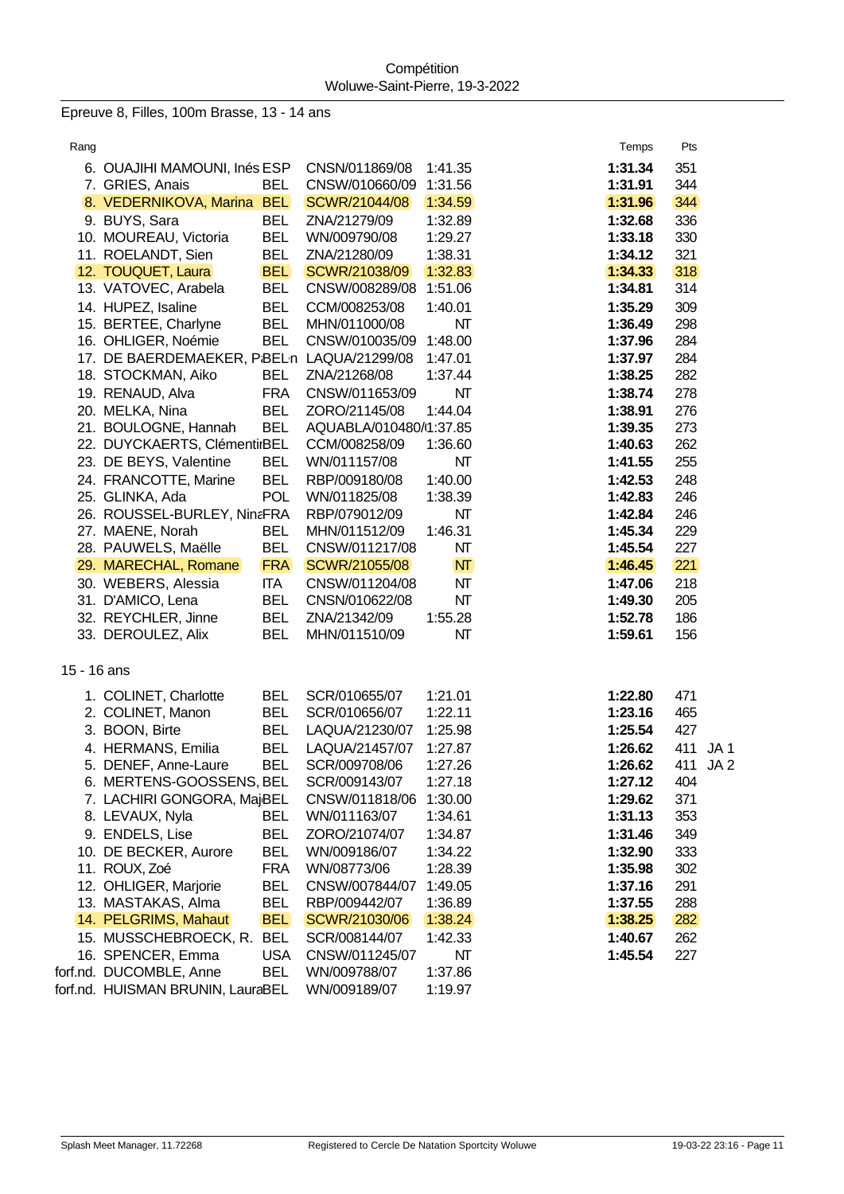Compétition
Woluwe-Saint-Pierre, 19-3-2022

## Epreuve 8, Filles, 100m Brasse, 13 - 14 ans

| Rang | Nom | Nat. | Club/Licence | Temps d'engagement | Temps | Pts | |
|---|---|---|---|---|---|---|---|
| 6. | OUAJIHI MAMOUNI, Inés | ESP | CNSN/011869/08 | 1:41.35 | **1:31.34** | 351 | |
| 7. | GRIES, Anais | BEL | CNSW/010660/09 | 1:31.56 | **1:31.91** | 344 | |
| 8. | VEDERNIKOVA, Marina | BEL | SCWR/21044/08 | 1:34.59 | **1:31.96** | 344 | |
| 9. | BUYS, Sara | BEL | ZNA/21279/09 | 1:32.89 | **1:32.68** | 336 | |
| 10. | MOUREAU, Victoria | BEL | WN/009790/08 | 1:29.27 | **1:33.18** | 330 | |
| 11. | ROELANDT, Sien | BEL | ZNA/21280/09 | 1:38.31 | **1:34.12** | 321 | |
| 12. | TOUQUET, Laura | BEL | SCWR/21038/09 | 1:32.83 | **1:34.33** | 318 | |
| 13. | VATOVEC, Arabela | BEL | CNSW/008289/08 | 1:51.06 | **1:34.81** | 314 | |
| 14. | HUPEZ, Isaline | BEL | CCM/008253/08 | 1:40.01 | **1:35.29** | 309 | |
| 15. | BERTEE, Charlyne | BEL | MHN/011000/08 | NT | **1:36.49** | 298 | |
| 16. | OHLIGER, Noémie | BEL | CNSW/010035/09 | 1:48.00 | **1:37.96** | 284 | |
| 17. | DE BAERDEMAEKER, P. | BEL | LAQUA/21299/08 | 1:47.01 | **1:37.97** | 284 | |
| 18. | STOCKMAN, Aiko | BEL | ZNA/21268/08 | 1:37.44 | **1:38.25** | 282 | |
| 19. | RENAUD, Alva | FRA | CNSW/011653/09 | NT | **1:38.74** | 278 | |
| 20. | MELKA, Nina | BEL | ZORO/21145/08 | 1:44.04 | **1:38.91** | 276 | |
| 21. | BOULOGNE, Hannah | BEL | AQUABLA/010480/ | 1:37.85 | **1:39.35** | 273 | |
| 22. | DUYCKAERTS, Clémentine | BEL | CCM/008258/09 | 1:36.60 | **1:40.63** | 262 | |
| 23. | DE BEYS, Valentine | BEL | WN/011157/08 | NT | **1:41.55** | 255 | |
| 24. | FRANCOTTE, Marine | BEL | RBP/009180/08 | 1:40.00 | **1:42.53** | 248 | |
| 25. | GLINKA, Ada | POL | WN/011825/08 | 1:38.39 | **1:42.83** | 246 | |
| 26. | ROUSSEL-BURLEY, Nina | FRA | RBP/079012/09 | NT | **1:42.84** | 246 | |
| 27. | MAENE, Norah | BEL | MHN/011512/09 | 1:46.31 | **1:45.34** | 229 | |
| 28. | PAUWELS, Maëlle | BEL | CNSW/011217/08 | NT | **1:45.54** | 227 | |
| 29. | MARECHAL, Romane | FRA | SCWR/21055/08 | NT | **1:46.45** | 221 | |
| 30. | WEBERS, Alessia | ITA | CNSW/011204/08 | NT | **1:47.06** | 218 | |
| 31. | D'AMICO, Lena | BEL | CNSN/010622/08 | NT | **1:49.30** | 205 | |
| 32. | REYCHLER, Jinne | BEL | ZNA/21342/09 | 1:55.28 | **1:52.78** | 186 | |
| 33. | DEROULEZ, Alix | BEL | MHN/011510/09 | NT | **1:59.61** | 156 | |

### 15 - 16 ans

| Rang | Nom | Nat. | Club/Licence | Temps d'engagement | Temps | Pts | |
|---|---|---|---|---|---|---|---|
| 1. | COLINET, Charlotte | BEL | SCR/010655/07 | 1:21.01 | **1:22.80** | 471 | |
| 2. | COLINET, Manon | BEL | SCR/010656/07 | 1:22.11 | **1:23.16** | 465 | |
| 3. | BOON, Birte | BEL | LAQUA/21230/07 | 1:25.98 | **1:25.54** | 427 | |
| 4. | HERMANS, Emilia | BEL | LAQUA/21457/07 | 1:27.87 | **1:26.62** | 411 | JA 1 |
| 5. | DENEF, Anne-Laure | BEL | SCR/009708/06 | 1:27.26 | **1:26.62** | 411 | JA 2 |
| 6. | MERTENS-GOOSSENS, | BEL | SCR/009143/07 | 1:27.18 | **1:27.12** | 404 | |
| 7. | LACHIRI GONGORA, Maj | BEL | CNSW/011818/06 | 1:30.00 | **1:29.62** | 371 | |
| 8. | LEVAUX, Nyla | BEL | WN/011163/07 | 1:34.61 | **1:31.13** | 353 | |
| 9. | ENDELS, Lise | BEL | ZORO/21074/07 | 1:34.87 | **1:31.46** | 349 | |
| 10. | DE BECKER, Aurore | BEL | WN/009186/07 | 1:34.22 | **1:32.90** | 333 | |
| 11. | ROUX, Zoé | FRA | WN/08773/06 | 1:28.39 | **1:35.98** | 302 | |
| 12. | OHLIGER, Marjorie | BEL | CNSW/007844/07 | 1:49.05 | **1:37.16** | 291 | |
| 13. | MASTAKAS, Alma | BEL | RBP/009442/07 | 1:36.89 | **1:37.55** | 288 | |
| 14. | PELGRIMS, Mahaut | BEL | SCWR/21030/06 | 1:38.24 | **1:38.25** | 282 | |
| 15. | MUSSCHEBROECK, R. | BEL | SCR/008144/07 | 1:42.33 | **1:40.67** | 262 | |
| 16. | SPENCER, Emma | USA | CNSW/011245/07 | NT | **1:45.54** | 227 | |
| forf.nd. | DUCOMBLE, Anne | BEL | WN/009788/07 | 1:37.86 | | | |
| forf.nd. | HUISMAN BRUNIN, Laura | BEL | WN/009189/07 | 1:19.97 | | | |

Splash Meet Manager, 11.72268 — Registered to Cercle De Natation Sportcity Woluwe — 19-03-22 23:16 - Page 11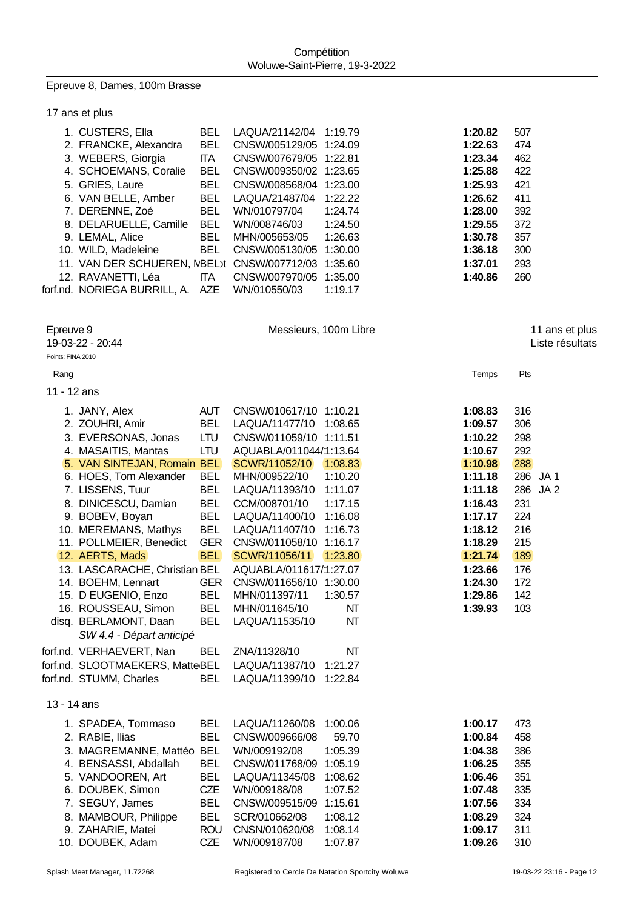Compétition
Woluwe-Saint-Pierre, 19-3-2022

## Epreuve 8, Dames, 100m Brasse

### 17 ans et plus

| Rang | Nom | Nat | Club/Licence | Temps inscr. | Temps | Pts | |
|---|---|---|---|---|---|---|---|
| 1. | CUSTERS, Ella | BEL | LAQUA/21142/04 | 1:19.79 | **1:20.82** | 507 | |
| 2. | FRANCKE, Alexandra | BEL | CNSW/005129/05 | 1:24.09 | **1:22.63** | 474 | |
| 3. | WEBERS, Giorgia | ITA | CNSW/007679/05 | 1:22.81 | **1:23.34** | 462 | |
| 4. | SCHOEMANS, Coralie | BEL | CNSW/009350/02 | 1:23.65 | **1:25.88** | 422 | |
| 5. | GRIES, Laure | BEL | CNSW/008568/04 | 1:23.00 | **1:25.93** | 421 | |
| 6. | VAN BELLE, Amber | BEL | LAQUA/21487/04 | 1:22.22 | **1:26.62** | 411 | |
| 7. | DERENNE, Zoé | BEL | WN/010797/04 | 1:24.74 | **1:28.00** | 392 | |
| 8. | DELARUELLE, Camille | BEL | WN/008746/03 | 1:24.50 | **1:29.55** | 372 | |
| 9. | LEMAL, Alice | BEL | MHN/005653/05 | 1:26.63 | **1:30.78** | 357 | |
| 10. | WILD, Madeleine | BEL | CNSW/005130/05 | 1:30.00 | **1:36.18** | 300 | |
| 11. | VAN DER SCHUEREN, M | BEL | CNSW/007712/03 | 1:35.60 | **1:37.01** | 293 | |
| 12. | RAVANETTI, Léa | ITA | CNSW/007970/05 | 1:35.00 | **1:40.86** | 260 | |
| forf.nd. | NORIEGA BURRILL, A. | AZE | WN/010550/03 | 1:19.17 | | | |

## Epreuve 9 — Messieurs, 100m Libre — 11 ans et plus

19-03-22 - 20:44 — Liste résultats

Points: FINA 2010

### 11 - 12 ans

| Rang | Nom | Nat | Club/Licence | Temps inscr. | Temps | Pts | |
|---|---|---|---|---|---|---|---|
| 1. | JANY, Alex | AUT | CNSW/010617/10 | 1:10.21 | **1:08.83** | 316 | |
| 2. | ZOUHRI, Amir | BEL | LAQUA/11477/10 | 1:08.65 | **1:09.57** | 306 | |
| 3. | EVERSONAS, Jonas | LTU | CNSW/011059/10 | 1:11.51 | **1:10.22** | 298 | |
| 4. | MASAITIS, Mantas | LTU | AQUABLA/011044/ | 1:13.64 | **1:10.67** | 292 | |
| 5. | VAN SINTEJAN, Romain | BEL | SCWR/11052/10 | 1:08.83 | **1:10.98** | 288 | |
| 6. | HOES, Tom Alexander | BEL | MHN/009522/10 | 1:10.20 | **1:11.18** | 286 | JA 1 |
| 7. | LISSENS, Tuur | BEL | LAQUA/11393/10 | 1:11.07 | **1:11.18** | 286 | JA 2 |
| 8. | DINICESCU, Damian | BEL | CCM/008701/10 | 1:17.15 | **1:16.43** | 231 | |
| 9. | BOBEV, Boyan | BEL | LAQUA/11400/10 | 1:16.08 | **1:17.17** | 224 | |
| 10. | MEREMANS, Mathys | BEL | LAQUA/11407/10 | 1:16.73 | **1:18.12** | 216 | |
| 11. | POLLMEIER, Benedict | GER | CNSW/011058/10 | 1:16.17 | **1:18.29** | 215 | |
| 12. | AERTS, Mads | BEL | SCWR/11056/11 | 1:23.80 | **1:21.74** | 189 | |
| 13. | LASCARACHE, Christian | BEL | AQUABLA/011617/ | 1:27.07 | **1:23.66** | 176 | |
| 14. | BOEHM, Lennart | GER | CNSW/011656/10 | 1:30.00 | **1:24.30** | 172 | |
| 15. | D EUGENIO, Enzo | BEL | MHN/011397/11 | 1:30.57 | **1:29.86** | 142 | |
| 16. | ROUSSEAU, Simon | BEL | MHN/011645/10 | NT | **1:39.93** | 103 | |
| disq. | BERLAMONT, Daan *SW 4.4 - Départ anticipé* | BEL | LAQUA/11535/10 | NT | | | |
| forf.nd. | VERHAEVERT, Nan | BEL | ZNA/11328/10 | NT | | | |
| forf.nd. | SLOOTMAEKERS, Matte | BEL | LAQUA/11387/10 | 1:21.27 | | | |
| forf.nd. | STUMM, Charles | BEL | LAQUA/11399/10 | 1:22.84 | | | |

### 13 - 14 ans

| Rang | Nom | Nat | Club/Licence | Temps inscr. | Temps | Pts |
|---|---|---|---|---|---|---|
| 1. | SPADEA, Tommaso | BEL | LAQUA/11260/08 | 1:00.06 | **1:00.17** | 473 |
| 2. | RABIE, Ilias | BEL | CNSW/009666/08 | 59.70 | **1:00.84** | 458 |
| 3. | MAGREMANNE, Mattéo | BEL | WN/009192/08 | 1:05.39 | **1:04.38** | 386 |
| 4. | BENSASSI, Abdallah | BEL | CNSW/011768/09 | 1:05.19 | **1:06.25** | 355 |
| 5. | VANDOOREN, Art | BEL | LAQUA/11345/08 | 1:08.62 | **1:06.46** | 351 |
| 6. | DOUBEK, Simon | CZE | WN/009188/08 | 1:07.52 | **1:07.48** | 335 |
| 7. | SEGUY, James | BEL | CNSW/009515/09 | 1:15.61 | **1:07.56** | 334 |
| 8. | MAMBOUR, Philippe | BEL | SCR/010662/08 | 1:08.12 | **1:08.29** | 324 |
| 9. | ZAHARIE, Matei | ROU | CNSN/010620/08 | 1:08.14 | **1:09.17** | 311 |
| 10. | DOUBEK, Adam | CZE | WN/009187/08 | 1:07.87 | **1:09.26** | 310 |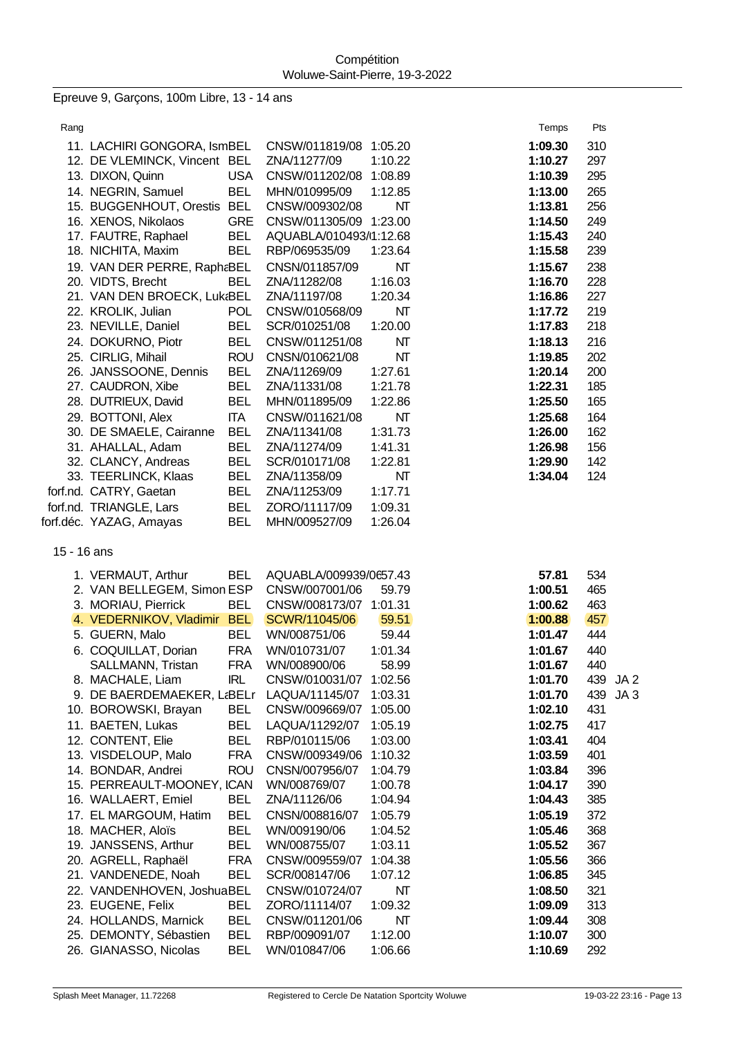Compétition
Woluwe-Saint-Pierre, 19-3-2022

## Epreuve 9, Garçons, 100m Libre, 13 - 14 ans

| Rang | | | | | Temps | Pts | |
|---|---|---|---|---|---|---|---|
| 11. | LACHIRI GONGORA, Ism | BEL | CNSW/011819/08 | 1:05.20 | **1:09.30** | 310 | |
| 12. | DE VLEMINCK, Vincent | BEL | ZNA/11277/09 | 1:10.22 | **1:10.27** | 297 | |
| 13. | DIXON, Quinn | USA | CNSW/011202/08 | 1:08.89 | **1:10.39** | 295 | |
| 14. | NEGRIN, Samuel | BEL | MHN/010995/09 | 1:12.85 | **1:13.00** | 265 | |
| 15. | BUGGENHOUT, Orestis | BEL | CNSW/009302/08 | NT | **1:13.81** | 256 | |
| 16. | XENOS, Nikolaos | GRE | CNSW/011305/09 | 1:23.00 | **1:14.50** | 249 | |
| 17. | FAUTRE, Raphael | BEL | AQUABLA/010493/ | 1:12.68 | **1:15.43** | 240 | |
| 18. | NICHITA, Maxim | BEL | RBP/069535/09 | 1:23.64 | **1:15.58** | 239 | |
| 19. | VAN DER PERRE, Rapha | BEL | CNSN/011857/09 | NT | **1:15.67** | 238 | |
| 20. | VIDTS, Brecht | BEL | ZNA/11282/08 | 1:16.03 | **1:16.70** | 228 | |
| 21. | VAN DEN BROECK, Luk | BEL | ZNA/11197/08 | 1:20.34 | **1:16.86** | 227 | |
| 22. | KROLIK, Julian | POL | CNSW/010568/09 | NT | **1:17.72** | 219 | |
| 23. | NEVILLE, Daniel | BEL | SCR/010251/08 | 1:20.00 | **1:17.83** | 218 | |
| 24. | DOKURNO, Piotr | BEL | CNSW/011251/08 | NT | **1:18.13** | 216 | |
| 25. | CIRLIG, Mihail | ROU | CNSN/010621/08 | NT | **1:19.85** | 202 | |
| 26. | JANSSOONE, Dennis | BEL | ZNA/11269/09 | 1:27.61 | **1:20.14** | 200 | |
| 27. | CAUDRON, Xibe | BEL | ZNA/11331/08 | 1:21.78 | **1:22.31** | 185 | |
| 28. | DUTRIEUX, David | BEL | MHN/011895/09 | 1:22.86 | **1:25.50** | 165 | |
| 29. | BOTTONI, Alex | ITA | CNSW/011621/08 | NT | **1:25.68** | 164 | |
| 30. | DE SMAELE, Cairanne | BEL | ZNA/11341/08 | 1:31.73 | **1:26.00** | 162 | |
| 31. | AHALLAL, Adam | BEL | ZNA/11274/09 | 1:41.31 | **1:26.98** | 156 | |
| 32. | CLANCY, Andreas | BEL | SCR/010171/08 | 1:22.81 | **1:29.90** | 142 | |
| 33. | TEERLINCK, Klaas | BEL | ZNA/11358/09 | NT | **1:34.04** | 124 | |
| forf.nd. | CATRY, Gaetan | BEL | ZNA/11253/09 | 1:17.71 | | | |
| forf.nd. | TRIANGLE, Lars | BEL | ZORO/11117/09 | 1:09.31 | | | |
| forf.déc. | YAZAG, Amayas | BEL | MHN/009527/09 | 1:26.04 | | | |

### 15 - 16 ans

| Rang | | | | | Temps | Pts | |
|---|---|---|---|---|---|---|---|
| 1. | VERMAUT, Arthur | BEL | AQUABLA/009939/06 | 57.43 | **57.81** | 534 | |
| 2. | VAN BELLEGEM, Simon | ESP | CNSW/007001/06 | 59.79 | **1:00.51** | 465 | |
| 3. | MORIAU, Pierrick | BEL | CNSW/008173/07 | 1:01.31 | **1:00.62** | 463 | |
| 4. | VEDERNIKOV, Vladimir | BEL | SCWR/11045/06 | 59.51 | **1:00.88** | 457 | |
| 5. | GUERN, Malo | BEL | WN/008751/06 | 59.44 | **1:01.47** | 444 | |
| 6. | COQUILLAT, Dorian | FRA | WN/010731/07 | 1:01.34 | **1:01.67** | 440 | |
| | SALLMANN, Tristan | FRA | WN/008900/06 | 58.99 | **1:01.67** | 440 | |
| 8. | MACHALE, Liam | IRL | CNSW/010031/07 | 1:02.56 | **1:01.70** | 439 | JA 2 |
| 9. | DE BAERDEMAEKER, L | BEL | LAQUA/11145/07 | 1:03.31 | **1:01.70** | 439 | JA 3 |
| 10. | BOROWSKI, Brayan | BEL | CNSW/009669/07 | 1:05.00 | **1:02.10** | 431 | |
| 11. | BAETEN, Lukas | BEL | LAQUA/11292/07 | 1:05.19 | **1:02.75** | 417 | |
| 12. | CONTENT, Elie | BEL | RBP/010115/06 | 1:03.00 | **1:03.41** | 404 | |
| 13. | VISDELOUP, Malo | FRA | CNSW/009349/06 | 1:10.32 | **1:03.59** | 401 | |
| 14. | BONDAR, Andrei | ROU | CNSN/007956/07 | 1:04.79 | **1:03.84** | 396 | |
| 15. | PERREAULT-MOONEY, I | CAN | WN/008769/07 | 1:00.78 | **1:04.17** | 390 | |
| 16. | WALLAERT, Emiel | BEL | ZNA/11126/06 | 1:04.94 | **1:04.43** | 385 | |
| 17. | EL MARGOUM, Hatim | BEL | CNSN/008816/07 | 1:05.79 | **1:05.19** | 372 | |
| 18. | MACHER, Aloïs | BEL | WN/009190/06 | 1:04.52 | **1:05.46** | 368 | |
| 19. | JANSSENS, Arthur | BEL | WN/008755/07 | 1:03.11 | **1:05.52** | 367 | |
| 20. | AGRELL, Raphaël | FRA | CNSW/009559/07 | 1:04.38 | **1:05.56** | 366 | |
| 21. | VANDENEDE, Noah | BEL | SCR/008147/06 | 1:07.12 | **1:06.85** | 345 | |
| 22. | VANDENHOVEN, Joshua | BEL | CNSW/010724/07 | NT | **1:08.50** | 321 | |
| 23. | EUGENE, Felix | BEL | ZORO/11114/07 | 1:09.32 | **1:09.09** | 313 | |
| 24. | HOLLANDS, Marnick | BEL | CNSW/011201/06 | NT | **1:09.44** | 308 | |
| 25. | DEMONTY, Sébastien | BEL | RBP/009091/07 | 1:12.00 | **1:10.07** | 300 | |
| 26. | GIANASSO, Nicolas | BEL | WN/010847/06 | 1:06.66 | **1:10.69** | 292 | |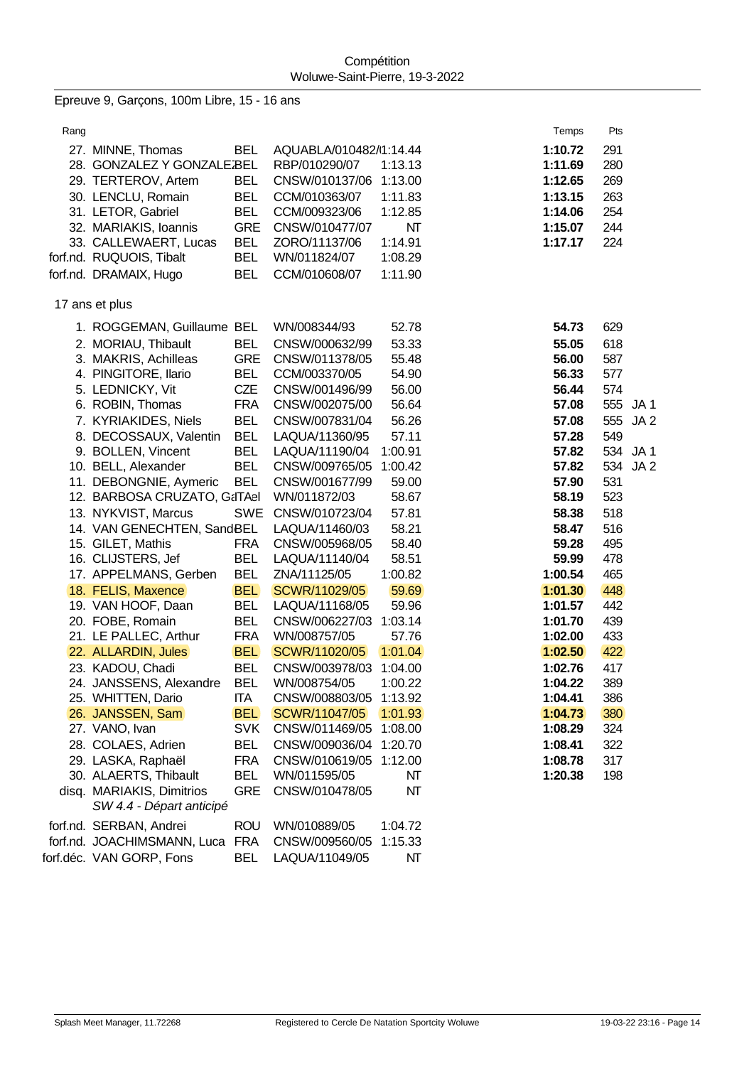Compétition
Woluwe-Saint-Pierre, 19-3-2022

Epreuve 9, Garçons, 100m Libre, 15 - 16 ans

| Rang | Nom | Nat. | Club/Licence | Temps engagé | Temps | Pts | |
|---|---|---|---|---|---|---|---|
| 27. | MINNE, Thomas | BEL | AQUABLA/010482/0 | 1:14.44 | 1:10.72 | 291 | |
| 28. | GONZALEZ Y GONZALEZ | BEL | RBP/010290/07 | 1:13.13 | 1:11.69 | 280 | |
| 29. | TERTEROV, Artem | BEL | CNSW/010137/06 | 1:13.00 | 1:12.65 | 269 | |
| 30. | LENCLU, Romain | BEL | CCM/010363/07 | 1:11.83 | 1:13.15 | 263 | |
| 31. | LETOR, Gabriel | BEL | CCM/009323/06 | 1:12.85 | 1:14.06 | 254 | |
| 32. | MARIAKIS, Ioannis | GRE | CNSW/010477/07 | NT | 1:15.07 | 244 | |
| 33. | CALLEWAERT, Lucas | BEL | ZORO/11137/06 | 1:14.91 | 1:17.17 | 224 | |
| forf.nd. | RUQUOIS, Tibalt | BEL | WN/011824/07 | 1:08.29 | | | |
| forf.nd. | DRAMAIX, Hugo | BEL | CCM/010608/07 | 1:11.90 | | | |

17 ans et plus

| Rang | Nom | Nat. | Club/Licence | Temps engagé | Temps | Pts | |
|---|---|---|---|---|---|---|---|
| 1. | ROGGEMAN, Guillaume | BEL | WN/008344/93 | 52.78 | 54.73 | 629 | |
| 2. | MORIAU, Thibault | BEL | CNSW/000632/99 | 53.33 | 55.05 | 618 | |
| 3. | MAKRIS, Achilleas | GRE | CNSW/011378/05 | 55.48 | 56.00 | 587 | |
| 4. | PINGITORE, Ilario | BEL | CCM/003370/05 | 54.90 | 56.33 | 577 | |
| 5. | LEDNICKY, Vit | CZE | CNSW/001496/99 | 56.00 | 56.44 | 574 | |
| 6. | ROBIN, Thomas | FRA | CNSW/002075/00 | 56.64 | 57.08 | 555 | JA 1 |
| 7. | KYRIAKIDES, Niels | BEL | CNSW/007831/04 | 56.26 | 57.08 | 555 | JA 2 |
| 8. | DECOSSAUX, Valentin | BEL | LAQUA/11360/95 | 57.11 | 57.28 | 549 | |
| 9. | BOLLEN, Vincent | BEL | LAQUA/11190/04 | 1:00.91 | 57.82 | 534 | JA 1 |
| 10. | BELL, Alexander | BEL | CNSW/009765/05 | 1:00.42 | 57.82 | 534 | JA 2 |
| 11. | DEBONGNIE, Aymeric | BEL | CNSW/001677/99 | 59.00 | 57.90 | 531 | |
| 12. | BARBOSA CRUZATO, Ga | ITA | WN/011872/03 | 58.67 | 58.19 | 523 | |
| 13. | NYKVIST, Marcus | SWE | CNSW/010723/04 | 57.81 | 58.38 | 518 | |
| 14. | VAN GENECHTEN, Sand | BEL | LAQUA/11460/03 | 58.21 | 58.47 | 516 | |
| 15. | GILET, Mathis | FRA | CNSW/005968/05 | 58.40 | 59.28 | 495 | |
| 16. | CLIJSTERS, Jef | BEL | LAQUA/11140/04 | 58.51 | 59.99 | 478 | |
| 17. | APPELMANS, Gerben | BEL | ZNA/11125/05 | 1:00.82 | 1:00.54 | 465 | |
| 18. | FELIS, Maxence | BEL | SCWR/11029/05 | 59.69 | 1:01.30 | 448 | |
| 19. | VAN HOOF, Daan | BEL | LAQUA/11168/05 | 59.96 | 1:01.57 | 442 | |
| 20. | FOBE, Romain | BEL | CNSW/006227/03 | 1:03.14 | 1:01.70 | 439 | |
| 21. | LE PALLEC, Arthur | FRA | WN/008757/05 | 57.76 | 1:02.00 | 433 | |
| 22. | ALLARDIN, Jules | BEL | SCWR/11020/05 | 1:01.04 | 1:02.50 | 422 | |
| 23. | KADOU, Chadi | BEL | CNSW/003978/03 | 1:04.00 | 1:02.76 | 417 | |
| 24. | JANSSENS, Alexandre | BEL | WN/008754/05 | 1:00.22 | 1:04.22 | 389 | |
| 25. | WHITTEN, Dario | ITA | CNSW/008803/05 | 1:13.92 | 1:04.41 | 386 | |
| 26. | JANSSEN, Sam | BEL | SCWR/11047/05 | 1:01.93 | 1:04.73 | 380 | |
| 27. | VANO, Ivan | SVK | CNSW/011469/05 | 1:08.00 | 1:08.29 | 324 | |
| 28. | COLAES, Adrien | BEL | CNSW/009036/04 | 1:20.70 | 1:08.41 | 322 | |
| 29. | LASKA, Raphaël | FRA | CNSW/010619/05 | 1:12.00 | 1:08.78 | 317 | |
| 30. | ALAERTS, Thibault | BEL | WN/011595/05 | NT | 1:20.38 | 198 | |
| disq. | MARIAKIS, Dimitrios *SW 4.4 - Départ anticipé* | GRE | CNSW/010478/05 | NT | | | |
| forf.nd. | SERBAN, Andrei | ROU | WN/010889/05 | 1:04.72 | | | |
| forf.nd. | JOACHIMSMANN, Luca | FRA | CNSW/009560/05 | 1:15.33 | | | |
| forf.déc. | VAN GORP, Fons | BEL | LAQUA/11049/05 | NT | | | |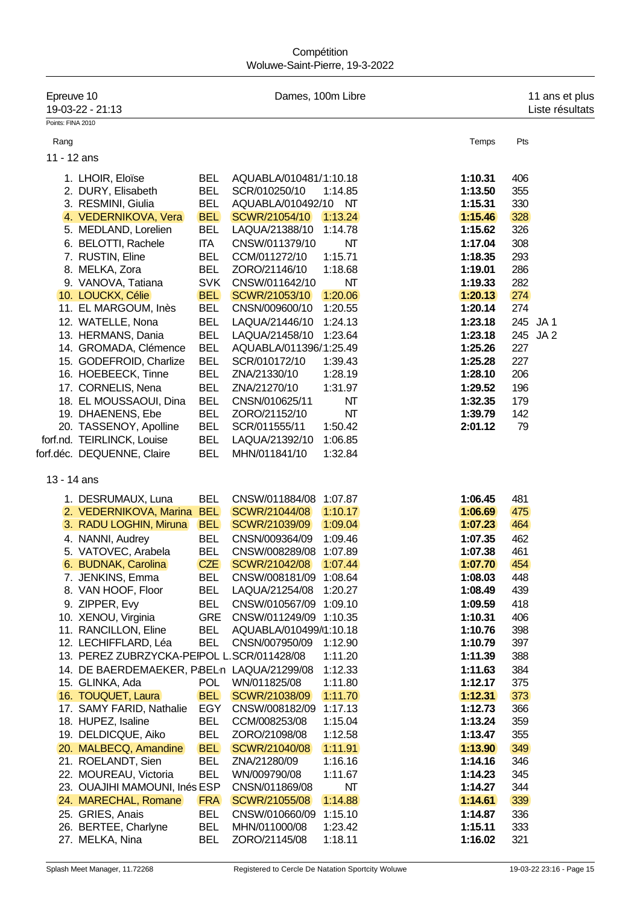Compétition
Woluwe-Saint-Pierre, 19-3-2022

| Epreuve 10 | Dames, 100m Libre | 11 ans et plus |
|---|---|---|
| 19-03-22 - 21:13 | | Liste résultats |

Points: FINA 2010

**11 - 12 ans**

| Rang | Nom | Nat. | Club/Licence | Temps d'inscription | Temps | Pts | |
|---|---|---|---|---|---|---|---|
| 1. | LHOIR, Eloïse | BEL | AQUABLA/010481/1 | 1:10.18 | **1:10.31** | 406 | |
| 2. | DURY, Elisabeth | BEL | SCR/010250/10 | 1:14.85 | **1:13.50** | 355 | |
| 3. | RESMINI, Giulia | BEL | AQUABLA/010492/10 | NT | **1:15.31** | 330 | |
| 4. | VEDERNIKOVA, Vera | BEL | SCWR/21054/10 | 1:13.24 | **1:15.46** | 328 | |
| 5. | MEDLAND, Lorelien | BEL | LAQUA/21388/10 | 1:14.78 | **1:15.62** | 326 | |
| 6. | BELOTTI, Rachele | ITA | CNSW/011379/10 | NT | **1:17.04** | 308 | |
| 7. | RUSTIN, Eline | BEL | CCM/011272/10 | 1:15.71 | **1:18.35** | 293 | |
| 8. | MELKA, Zora | BEL | ZORO/21146/10 | 1:18.68 | **1:19.01** | 286 | |
| 9. | VANOVA, Tatiana | SVK | CNSW/011642/10 | NT | **1:19.33** | 282 | |
| 10. | LOUCKX, Célie | BEL | SCWR/21053/10 | 1:20.06 | **1:20.13** | 274 | |
| 11. | EL MARGOUM, Inès | BEL | CNSN/009600/10 | 1:20.55 | **1:20.14** | 274 | |
| 12. | WATELLE, Nona | BEL | LAQUA/21446/10 | 1:24.13 | **1:23.18** | 245 | JA 1 |
| 13. | HERMANS, Dania | BEL | LAQUA/21458/10 | 1:23.64 | **1:23.18** | 245 | JA 2 |
| 14. | GROMADA, Clémence | BEL | AQUABLA/011396/1 | 1:25.49 | **1:25.26** | 227 | |
| 15. | GODEFROID, Charlize | BEL | SCR/010172/10 | 1:39.43 | **1:25.28** | 227 | |
| 16. | HOEBEECK, Tinne | BEL | ZNA/21330/10 | 1:28.19 | **1:28.10** | 206 | |
| 17. | CORNELIS, Nena | BEL | ZNA/21270/10 | 1:31.97 | **1:29.52** | 196 | |
| 18. | EL MOUSSAOUI, Dina | BEL | CNSN/010625/11 | NT | **1:32.35** | 179 | |
| 19. | DHAENENS, Ebe | BEL | ZORO/21152/10 | NT | **1:39.79** | 142 | |
| 20. | TASSENOY, Apolline | BEL | SCR/011555/11 | 1:50.42 | **2:01.12** | 79 | |
| forf.nd. | TEIRLINCK, Louise | BEL | LAQUA/21392/10 | 1:06.85 | | | |
| forf.déc. | DEQUENNE, Claire | BEL | MHN/011841/10 | 1:32.84 | | | |

**13 - 14 ans**

| Rang | Nom | Nat. | Club/Licence | Temps d'inscription | Temps | Pts |
|---|---|---|---|---|---|---|
| 1. | DESRUMAUX, Luna | BEL | CNSW/011884/08 | 1:07.87 | **1:06.45** | 481 |
| 2. | VEDERNIKOVA, Marina | BEL | SCWR/21044/08 | 1:10.17 | **1:06.69** | 475 |
| 3. | RADU LOGHIN, Miruna | BEL | SCWR/21039/09 | 1:09.04 | **1:07.23** | 464 |
| 4. | NANNI, Audrey | BEL | CNSN/009364/09 | 1:09.46 | **1:07.35** | 462 |
| 5. | VATOVEC, Arabela | BEL | CNSW/008289/08 | 1:07.89 | **1:07.38** | 461 |
| 6. | BUDNAK, Carolina | CZE | SCWR/21042/08 | 1:07.44 | **1:07.70** | 454 |
| 7. | JENKINS, Emma | BEL | CNSW/008181/09 | 1:08.64 | **1:08.03** | 448 |
| 8. | VAN HOOF, Floor | BEL | LAQUA/21254/08 | 1:20.27 | **1:08.49** | 439 |
| 9. | ZIPPER, Evy | BEL | CNSW/010567/09 | 1:09.10 | **1:09.59** | 418 |
| 10. | XENOU, Virginia | GRE | CNSW/011249/09 | 1:10.35 | **1:10.31** | 406 |
| 11. | RANCILLON, Eline | BEL | AQUABLA/010499/1 | 1:10.18 | **1:10.76** | 398 |
| 12. | LECHIFFLARD, Léa | BEL | CNSN/007950/09 | 1:12.90 | **1:10.79** | 397 |
| 13. | PEREZ ZUBRZYCKA-PEI | POL | L.SCR/011428/08 | 1:11.20 | **1:11.39** | 388 |
| 14. | DE BAERDEMAEKER, P | BEL | LAQUA/21299/08 | 1:12.33 | **1:11.63** | 384 |
| 15. | GLINKA, Ada | POL | WN/011825/08 | 1:11.80 | **1:12.17** | 375 |
| 16. | TOUQUET, Laura | BEL | SCWR/21038/09 | 1:11.70 | **1:12.31** | 373 |
| 17. | SAMY FARID, Nathalie | EGY | CNSW/008182/09 | 1:17.13 | **1:12.73** | 366 |
| 18. | HUPEZ, Isaline | BEL | CCM/008253/08 | 1:15.04 | **1:13.24** | 359 |
| 19. | DELDICQUE, Aiko | BEL | ZORO/21098/08 | 1:12.58 | **1:13.47** | 355 |
| 20. | MALBECQ, Amandine | BEL | SCWR/21040/08 | 1:11.91 | **1:13.90** | 349 |
| 21. | ROELANDT, Sien | BEL | ZNA/21280/09 | 1:16.16 | **1:14.16** | 346 |
| 22. | MOUREAU, Victoria | BEL | WN/009790/08 | 1:11.67 | **1:14.23** | 345 |
| 23. | OUAJIHI MAMOUNI, Inés | ESP | CNSN/011869/08 | NT | **1:14.27** | 344 |
| 24. | MARECHAL, Romane | FRA | SCWR/21055/08 | 1:14.88 | **1:14.61** | 339 |
| 25. | GRIES, Anais | BEL | CNSW/010660/09 | 1:15.10 | **1:14.87** | 336 |
| 26. | BERTEE, Charlyne | BEL | MHN/011000/08 | 1:23.42 | **1:15.11** | 333 |
| 27. | MELKA, Nina | BEL | ZORO/21145/08 | 1:18.11 | **1:16.02** | 321 |

Splash Meet Manager, 11.72268 — Registered to Cercle De Natation Sportcity Woluwe — 19-03-22 23:16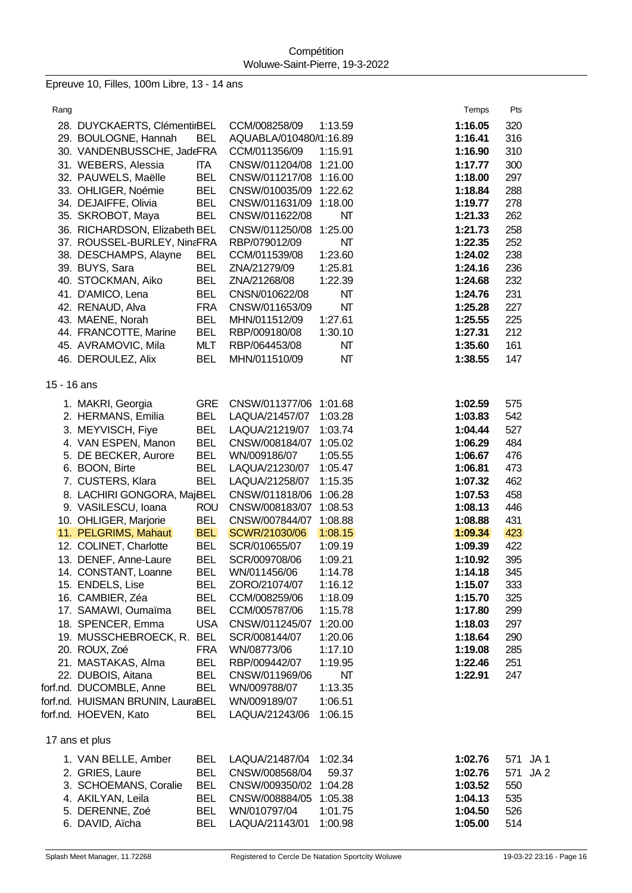Compétition
Woluwe-Saint-Pierre, 19-3-2022

## Epreuve 10, Filles, 100m Libre, 13 - 14 ans

| Rang | Nom | Nat. | Club/Licence | Temps d'engagement | Temps | Pts | |
|---|---|---|---|---|---|---|---|
| 28. | DUYCKAERTS, Clémentin | BEL | CCM/008258/09 | 1:13.59 | **1:16.05** | 320 | |
| 29. | BOULOGNE, Hannah | BEL | AQUABLA/010480/ | 1:16.89 | **1:16.41** | 316 | |
| 30. | VANDENBUSSCHE, Jade | FRA | CCM/011356/09 | 1:15.91 | **1:16.90** | 310 | |
| 31. | WEBERS, Alessia | ITA | CNSW/011204/08 | 1:21.00 | **1:17.77** | 300 | |
| 32. | PAUWELS, Maëlle | BEL | CNSW/011217/08 | 1:16.00 | **1:18.00** | 297 | |
| 33. | OHLIGER, Noémie | BEL | CNSW/010035/09 | 1:22.62 | **1:18.84** | 288 | |
| 34. | DEJAIFFE, Olivia | BEL | CNSW/011631/09 | 1:18.00 | **1:19.77** | 278 | |
| 35. | SKROBOT, Maya | BEL | CNSW/011622/08 | NT | **1:21.33** | 262 | |
| 36. | RICHARDSON, Elizabeth | BEL | CNSW/011250/08 | 1:25.00 | **1:21.73** | 258 | |
| 37. | ROUSSEL-BURLEY, Nina | FRA | RBP/079012/09 | NT | **1:22.35** | 252 | |
| 38. | DESCHAMPS, Alayne | BEL | CCM/011539/08 | 1:23.60 | **1:24.02** | 238 | |
| 39. | BUYS, Sara | BEL | ZNA/21279/09 | 1:25.81 | **1:24.16** | 236 | |
| 40. | STOCKMAN, Aiko | BEL | ZNA/21268/08 | 1:22.39 | **1:24.68** | 232 | |
| 41. | D'AMICO, Lena | BEL | CNSN/010622/08 | NT | **1:24.76** | 231 | |
| 42. | RENAUD, Alva | FRA | CNSW/011653/09 | NT | **1:25.28** | 227 | |
| 43. | MAENE, Norah | BEL | MHN/011512/09 | 1:27.61 | **1:25.55** | 225 | |
| 44. | FRANCOTTE, Marine | BEL | RBP/009180/08 | 1:30.10 | **1:27.31** | 212 | |
| 45. | AVRAMOVIC, Mila | MLT | RBP/064453/08 | NT | **1:35.60** | 161 | |
| 46. | DEROULEZ, Alix | BEL | MHN/011510/09 | NT | **1:38.55** | 147 | |

### 15 - 16 ans

| Rang | Nom | Nat. | Club/Licence | Temps d'engagement | Temps | Pts | |
|---|---|---|---|---|---|---|---|
| 1. | MAKRI, Georgia | GRE | CNSW/011377/06 | 1:01.68 | **1:02.59** | 575 | |
| 2. | HERMANS, Emilia | BEL | LAQUA/21457/07 | 1:03.28 | **1:03.83** | 542 | |
| 3. | MEYVISCH, Fiye | BEL | LAQUA/21219/07 | 1:03.74 | **1:04.44** | 527 | |
| 4. | VAN ESPEN, Manon | BEL | CNSW/008184/07 | 1:05.02 | **1:06.29** | 484 | |
| 5. | DE BECKER, Aurore | BEL | WN/009186/07 | 1:05.55 | **1:06.67** | 476 | |
| 6. | BOON, Birte | BEL | LAQUA/21230/07 | 1:05.47 | **1:06.81** | 473 | |
| 7. | CUSTERS, Klara | BEL | LAQUA/21258/07 | 1:15.35 | **1:07.32** | 462 | |
| 8. | LACHIRI GONGORA, Maj | BEL | CNSW/011818/06 | 1:06.28 | **1:07.53** | 458 | |
| 9. | VASILESCU, Ioana | ROU | CNSW/008183/07 | 1:08.53 | **1:08.13** | 446 | |
| 10. | OHLIGER, Marjorie | BEL | CNSW/007844/07 | 1:08.88 | **1:08.88** | 431 | |
| 11. | PELGRIMS, Mahaut | BEL | SCWR/21030/06 | 1:08.15 | **1:09.34** | 423 | |
| 12. | COLINET, Charlotte | BEL | SCR/010655/07 | 1:09.19 | **1:09.39** | 422 | |
| 13. | DENEF, Anne-Laure | BEL | SCR/009708/06 | 1:09.21 | **1:10.92** | 395 | |
| 14. | CONSTANT, Loanne | BEL | WN/011456/06 | 1:14.78 | **1:14.18** | 345 | |
| 15. | ENDELS, Lise | BEL | ZORO/21074/07 | 1:16.12 | **1:15.07** | 333 | |
| 16. | CAMBIER, Zéa | BEL | CCM/008259/06 | 1:18.09 | **1:15.70** | 325 | |
| 17. | SAMAWI, Oumaïma | BEL | CCM/005787/06 | 1:15.78 | **1:17.80** | 299 | |
| 18. | SPENCER, Emma | USA | CNSW/011245/07 | 1:20.00 | **1:18.03** | 297 | |
| 19. | MUSSCHEBROECK, R. | BEL | SCR/008144/07 | 1:20.06 | **1:18.64** | 290 | |
| 20. | ROUX, Zoé | FRA | WN/08773/06 | 1:17.10 | **1:19.08** | 285 | |
| 21. | MASTAKAS, Alma | BEL | RBP/009442/07 | 1:19.95 | **1:22.46** | 251 | |
| 22. | DUBOIS, Aitana | BEL | CNSW/011969/06 | NT | **1:22.91** | 247 | |
| forf.nd. | DUCOMBLE, Anne | BEL | WN/009788/07 | 1:13.35 | | | |
| forf.nd. | HUISMAN BRUNIN, Laura | BEL | WN/009189/07 | 1:06.51 | | | |
| forf.nd. | HOEVEN, Kato | BEL | LAQUA/21243/06 | 1:06.15 | | | |

### 17 ans et plus

| Rang | Nom | Nat. | Club/Licence | Temps d'engagement | Temps | Pts | |
|---|---|---|---|---|---|---|---|
| 1. | VAN BELLE, Amber | BEL | LAQUA/21487/04 | 1:02.34 | **1:02.76** | 571 | JA 1 |
| 2. | GRIES, Laure | BEL | CNSW/008568/04 | 59.37 | **1:02.76** | 571 | JA 2 |
| 3. | SCHOEMANS, Coralie | BEL | CNSW/009350/02 | 1:04.28 | **1:03.52** | 550 | |
| 4. | AKILYAN, Leila | BEL | CNSW/008884/05 | 1:05.38 | **1:04.13** | 535 | |
| 5. | DERENNE, Zoé | BEL | WN/010797/04 | 1:01.75 | **1:04.50** | 526 | |
| 6. | DAVID, Aïcha | BEL | LAQUA/21143/01 | 1:00.98 | **1:05.00** | 514 | |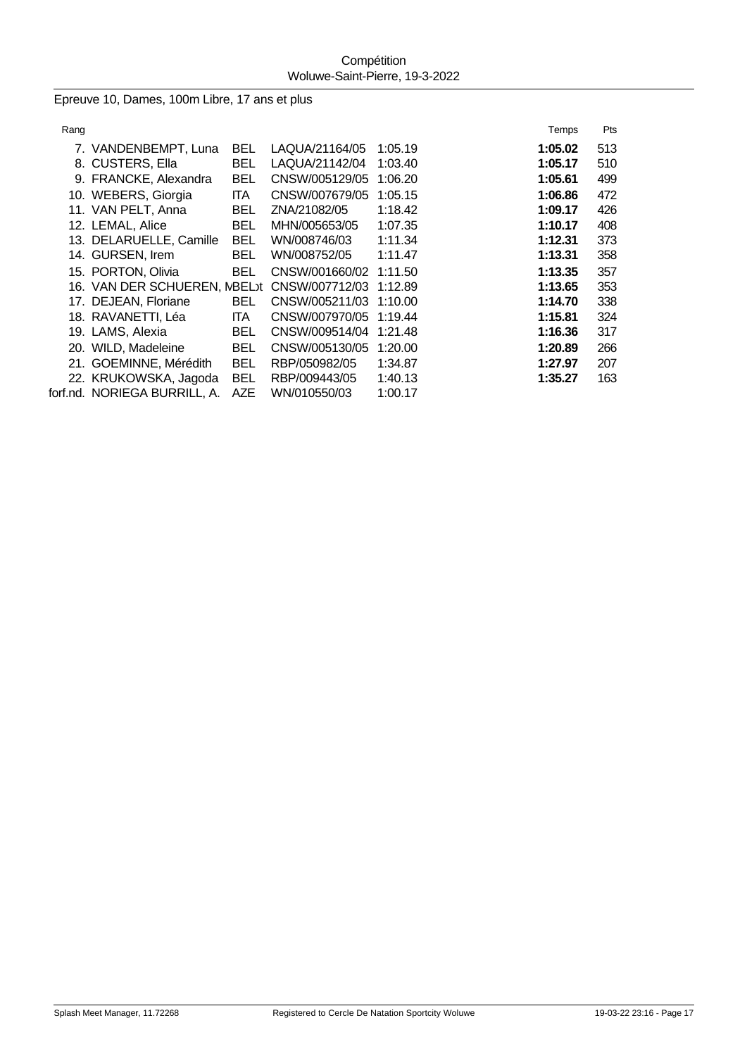## Epreuve 10, Dames, 100m Libre, 17 ans et plus

| Rang | | | | | Temps | Pts |
|---|---|---|---|---|---|---|
| 7. | VANDENBEMPT, Luna | BEL | LAQUA/21164/05 | 1:05.19 | **1:05.02** | 513 |
| 8. | CUSTERS, Ella | BEL | LAQUA/21142/04 | 1:03.40 | **1:05.17** | 510 |
| 9. | FRANCKE, Alexandra | BEL | CNSW/005129/05 | 1:06.20 | **1:05.61** | 499 |
| 10. | WEBERS, Giorgia | ITA | CNSW/007679/05 | 1:05.15 | **1:06.86** | 472 |
| 11. | VAN PELT, Anna | BEL | ZNA/21082/05 | 1:18.42 | **1:09.17** | 426 |
| 12. | LEMAL, Alice | BEL | MHN/005653/05 | 1:07.35 | **1:10.17** | 408 |
| 13. | DELARUELLE, Camille | BEL | WN/008746/03 | 1:11.34 | **1:12.31** | 373 |
| 14. | GURSEN, Irem | BEL | WN/008752/05 | 1:11.47 | **1:13.31** | 358 |
| 15. | PORTON, Olivia | BEL | CNSW/001660/02 | 1:11.50 | **1:13.35** | 357 |
| 16. | VAN DER SCHUEREN, M | BEL | CNSW/007712/03 | 1:12.89 | **1:13.65** | 353 |
| 17. | DEJEAN, Floriane | BEL | CNSW/005211/03 | 1:10.00 | **1:14.70** | 338 |
| 18. | RAVANETTI, Léa | ITA | CNSW/007970/05 | 1:19.44 | **1:15.81** | 324 |
| 19. | LAMS, Alexia | BEL | CNSW/009514/04 | 1:21.48 | **1:16.36** | 317 |
| 20. | WILD, Madeleine | BEL | CNSW/005130/05 | 1:20.00 | **1:20.89** | 266 |
| 21. | GOEMINNE, Mérédith | BEL | RBP/050982/05 | 1:34.87 | **1:27.97** | 207 |
| 22. | KRUKOWSKA, Jagoda | BEL | RBP/009443/05 | 1:40.13 | **1:35.27** | 163 |
| forf.nd. | NORIEGA BURRILL, A. | AZE | WN/010550/03 | 1:00.17 | | |